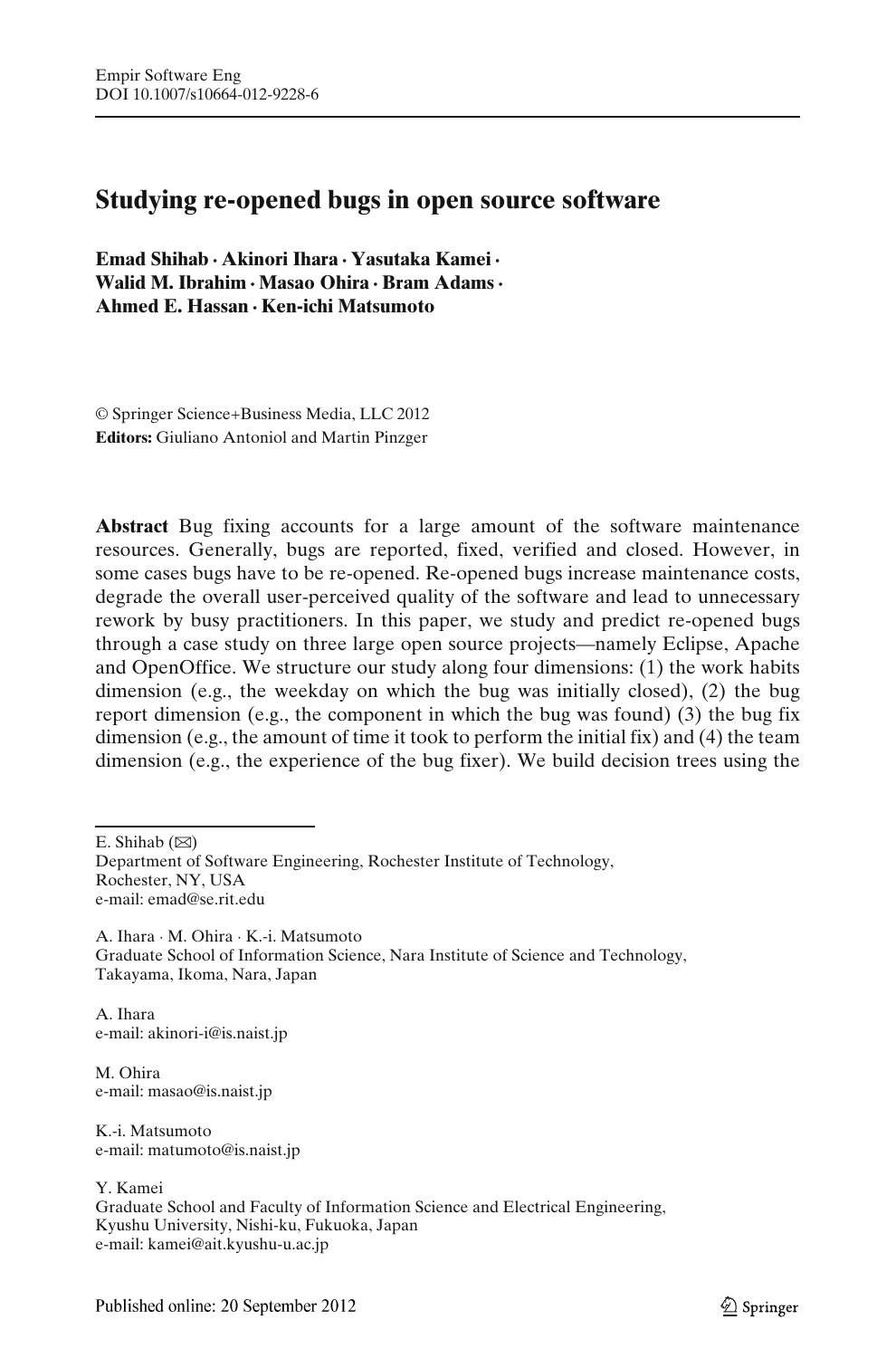# Studying re-opened bugs in open source software

**Emad Shihab · Akinori Ihara · Yasutaka Kamei · Walid M. Ibrahim · Masao Ohira · Bram Adams · Ahmed E. Hassan · Ken-ichi Matsumoto**

© Springer Science+Business Media, LLC 2012
**Editors:** Giuliano Antoniol and Martin Pinzger

**Abstract** Bug fixing accounts for a large amount of the software maintenance resources. Generally, bugs are reported, fixed, verified and closed. However, in some cases bugs have to be re-opened. Re-opened bugs increase maintenance costs, degrade the overall user-perceived quality of the software and lead to unnecessary rework by busy practitioners. In this paper, we study and predict re-opened bugs through a case study on three large open source projects—namely Eclipse, Apache and OpenOffice. We structure our study along four dimensions: (1) the work habits dimension (e.g., the weekday on which the bug was initially closed), (2) the bug report dimension (e.g., the component in which the bug was found) (3) the bug fix dimension (e.g., the amount of time it took to perform the initial fix) and (4) the team dimension (e.g., the experience of the bug fixer). We build decision trees using the

---

E. Shihab (✉)
Department of Software Engineering, Rochester Institute of Technology,
Rochester, NY, USA
e-mail: emad@se.rit.edu

A. Ihara · M. Ohira · K.-i. Matsumoto
Graduate School of Information Science, Nara Institute of Science and Technology,
Takayama, Ikoma, Nara, Japan

A. Ihara
e-mail: akinori-i@is.naist.jp

M. Ohira
e-mail: masao@is.naist.jp

K.-i. Matsumoto
e-mail: matumoto@is.naist.jp

Y. Kamei
Graduate School and Faculty of Information Science and Electrical Engineering,
Kyushu University, Nishi-ku, Fukuoka, Japan
e-mail: kamei@ait.kyushu-u.ac.jp

Published online: 20 September 2012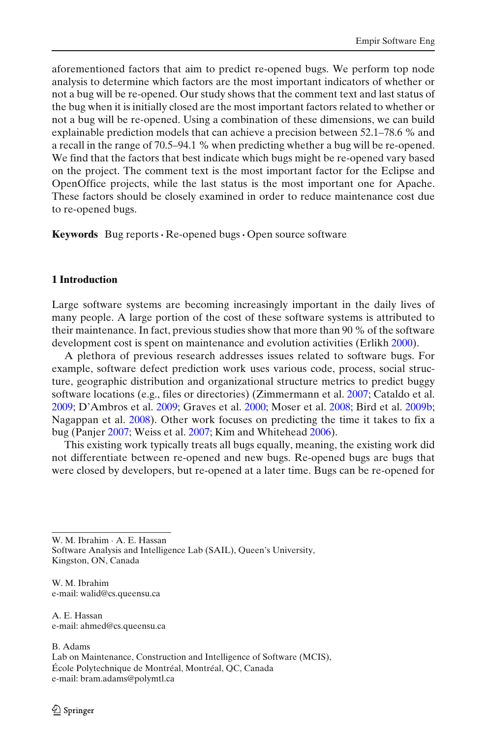aforementioned factors that aim to predict re-opened bugs. We perform top node analysis to determine which factors are the most important indicators of whether or not a bug will be re-opened. Our study shows that the comment text and last status of the bug when it is initially closed are the most important factors related to whether or not a bug will be re-opened. Using a combination of these dimensions, we can build explainable prediction models that can achieve a precision between 52.1–78.6 % and a recall in the range of 70.5–94.1 % when predicting whether a bug will be re-opened. We find that the factors that best indicate which bugs might be re-opened vary based on the project. The comment text is the most important factor for the Eclipse and OpenOffice projects, while the last status is the most important one for Apache. These factors should be closely examined in order to reduce maintenance cost due to re-opened bugs.

**Keywords** Bug reports · Re-opened bugs · Open source software

## 1 Introduction

Large software systems are becoming increasingly important in the daily lives of many people. A large portion of the cost of these software systems is attributed to their maintenance. In fact, previous studies show that more than 90 % of the software development cost is spent on maintenance and evolution activities (Erlikh 2000).

A plethora of previous research addresses issues related to software bugs. For example, software defect prediction work uses various code, process, social structure, geographic distribution and organizational structure metrics to predict buggy software locations (e.g., files or directories) (Zimmermann et al. 2007; Cataldo et al. 2009; D'Ambros et al. 2009; Graves et al. 2000; Moser et al. 2008; Bird et al. 2009b; Nagappan et al. 2008). Other work focuses on predicting the time it takes to fix a bug (Panjer 2007; Weiss et al. 2007; Kim and Whitehead 2006).

This existing work typically treats all bugs equally, meaning, the existing work did not differentiate between re-opened and new bugs. Re-opened bugs are bugs that were closed by developers, but re-opened at a later time. Bugs can be re-opened for

---

W. M. Ibrahim · A. E. Hassan
Software Analysis and Intelligence Lab (SAIL), Queen's University, Kingston, ON, Canada

W. M. Ibrahim
e-mail: walid@cs.queensu.ca

A. E. Hassan
e-mail: ahmed@cs.queensu.ca

B. Adams
Lab on Maintenance, Construction and Intelligence of Software (MCIS), École Polytechnique de Montréal, Montréal, QC, Canada
e-mail: bram.adams@polymtl.ca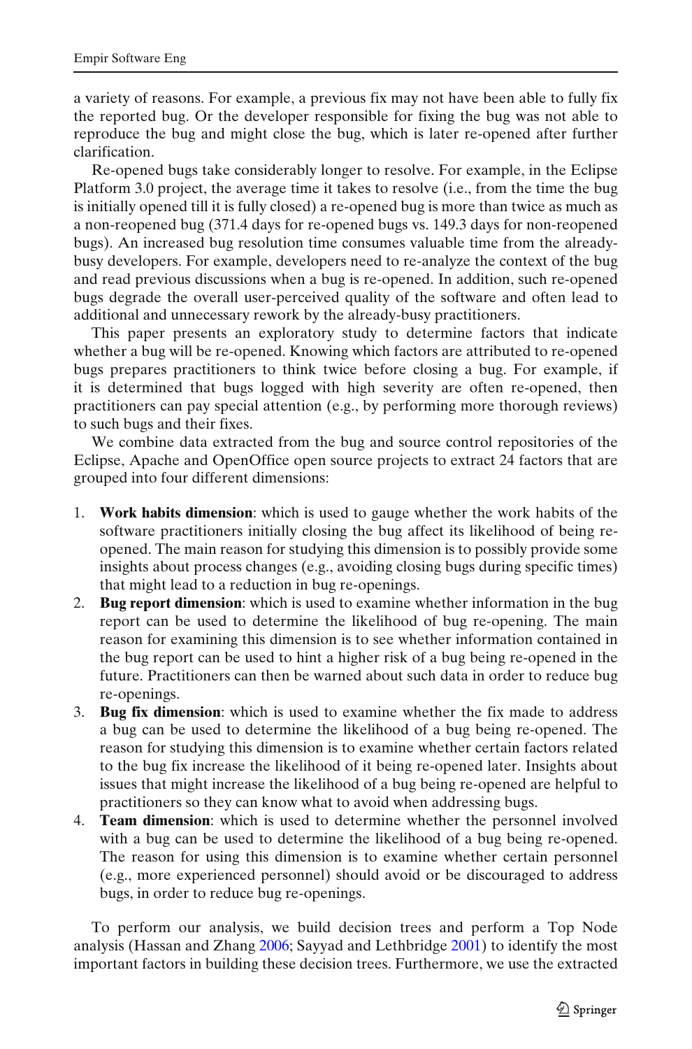a variety of reasons. For example, a previous fix may not have been able to fully fix the reported bug. Or the developer responsible for fixing the bug was not able to reproduce the bug and might close the bug, which is later re-opened after further clarification.

Re-opened bugs take considerably longer to resolve. For example, in the Eclipse Platform 3.0 project, the average time it takes to resolve (i.e., from the time the bug is initially opened till it is fully closed) a re-opened bug is more than twice as much as a non-reopened bug (371.4 days for re-opened bugs vs. 149.3 days for non-reopened bugs). An increased bug resolution time consumes valuable time from the already-busy developers. For example, developers need to re-analyze the context of the bug and read previous discussions when a bug is re-opened. In addition, such re-opened bugs degrade the overall user-perceived quality of the software and often lead to additional and unnecessary rework by the already-busy practitioners.

This paper presents an exploratory study to determine factors that indicate whether a bug will be re-opened. Knowing which factors are attributed to re-opened bugs prepares practitioners to think twice before closing a bug. For example, if it is determined that bugs logged with high severity are often re-opened, then practitioners can pay special attention (e.g., by performing more thorough reviews) to such bugs and their fixes.

We combine data extracted from the bug and source control repositories of the Eclipse, Apache and OpenOffice open source projects to extract 24 factors that are grouped into four different dimensions:

1. **Work habits dimension**: which is used to gauge whether the work habits of the software practitioners initially closing the bug affect its likelihood of being re-opened. The main reason for studying this dimension is to possibly provide some insights about process changes (e.g., avoiding closing bugs during specific times) that might lead to a reduction in bug re-openings.
2. **Bug report dimension**: which is used to examine whether information in the bug report can be used to determine the likelihood of bug re-opening. The main reason for examining this dimension is to see whether information contained in the bug report can be used to hint a higher risk of a bug being re-opened in the future. Practitioners can then be warned about such data in order to reduce bug re-openings.
3. **Bug fix dimension**: which is used to examine whether the fix made to address a bug can be used to determine the likelihood of a bug being re-opened. The reason for studying this dimension is to examine whether certain factors related to the bug fix increase the likelihood of it being re-opened later. Insights about issues that might increase the likelihood of a bug being re-opened are helpful to practitioners so they can know what to avoid when addressing bugs.
4. **Team dimension**: which is used to determine whether the personnel involved with a bug can be used to determine the likelihood of a bug being re-opened. The reason for using this dimension is to examine whether certain personnel (e.g., more experienced personnel) should avoid or be discouraged to address bugs, in order to reduce bug re-openings.

To perform our analysis, we build decision trees and perform a Top Node analysis (Hassan and Zhang 2006; Sayyad and Lethbridge 2001) to identify the most important factors in building these decision trees. Furthermore, we use the extracted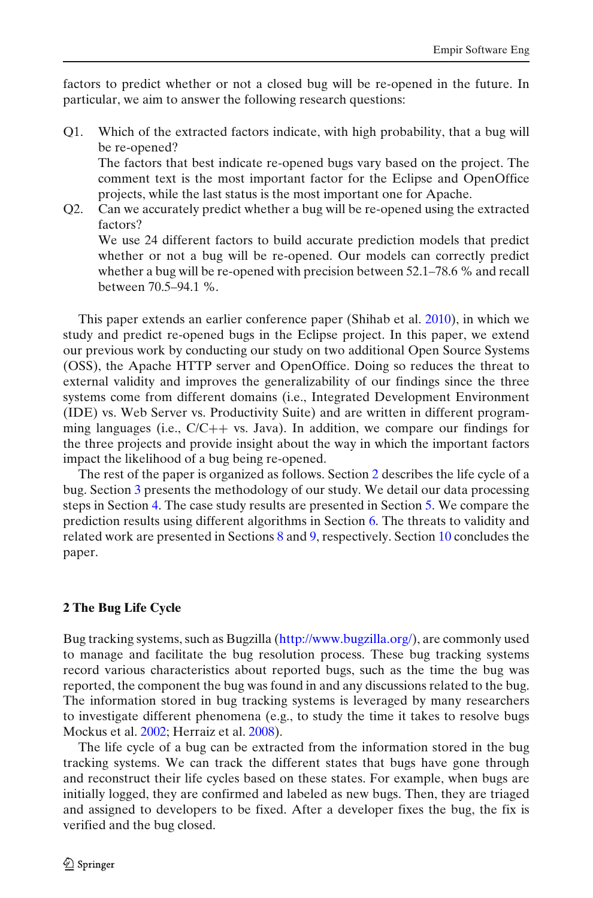factors to predict whether or not a closed bug will be re-opened in the future. In particular, we aim to answer the following research questions:

Q1. Which of the extracted factors indicate, with high probability, that a bug will be re-opened?
The factors that best indicate re-opened bugs vary based on the project. The comment text is the most important factor for the Eclipse and OpenOffice projects, while the last status is the most important one for Apache.

Q2. Can we accurately predict whether a bug will be re-opened using the extracted factors?
We use 24 different factors to build accurate prediction models that predict whether or not a bug will be re-opened. Our models can correctly predict whether a bug will be re-opened with precision between 52.1–78.6 % and recall between 70.5–94.1 %.

This paper extends an earlier conference paper (Shihab et al. 2010), in which we study and predict re-opened bugs in the Eclipse project. In this paper, we extend our previous work by conducting our study on two additional Open Source Systems (OSS), the Apache HTTP server and OpenOffice. Doing so reduces the threat to external validity and improves the generalizability of our findings since the three systems come from different domains (i.e., Integrated Development Environment (IDE) vs. Web Server vs. Productivity Suite) and are written in different programming languages (i.e., C/C++ vs. Java). In addition, we compare our findings for the three projects and provide insight about the way in which the important factors impact the likelihood of a bug being re-opened.

The rest of the paper is organized as follows. Section 2 describes the life cycle of a bug. Section 3 presents the methodology of our study. We detail our data processing steps in Section 4. The case study results are presented in Section 5. We compare the prediction results using different algorithms in Section 6. The threats to validity and related work are presented in Sections 8 and 9, respectively. Section 10 concludes the paper.

## 2 The Bug Life Cycle

Bug tracking systems, such as Bugzilla (http://www.bugzilla.org/), are commonly used to manage and facilitate the bug resolution process. These bug tracking systems record various characteristics about reported bugs, such as the time the bug was reported, the component the bug was found in and any discussions related to the bug. The information stored in bug tracking systems is leveraged by many researchers to investigate different phenomena (e.g., to study the time it takes to resolve bugs Mockus et al. 2002; Herraiz et al. 2008).

The life cycle of a bug can be extracted from the information stored in the bug tracking systems. We can track the different states that bugs have gone through and reconstruct their life cycles based on these states. For example, when bugs are initially logged, they are confirmed and labeled as new bugs. Then, they are triaged and assigned to developers to be fixed. After a developer fixes the bug, the fix is verified and the bug closed.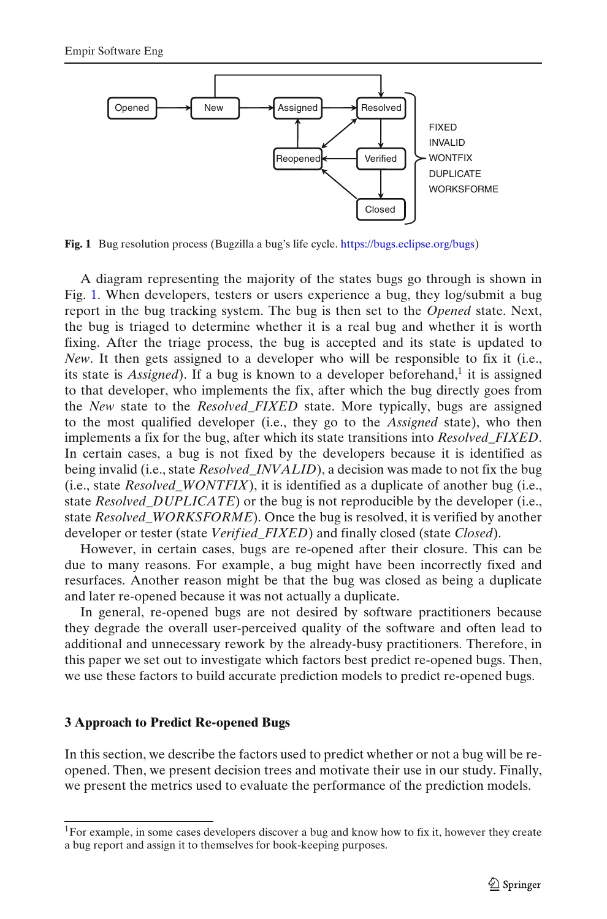**Fig. 1** Bug resolution process (Bugzilla a bug's life cycle. https://bugs.eclipse.org/bugs)

A diagram representing the majority of the states bugs go through is shown in Fig. 1. When developers, testers or users experience a bug, they log/submit a bug report in the bug tracking system. The bug is then set to the *Opened* state. Next, the bug is triaged to determine whether it is a real bug and whether it is worth fixing. After the triage process, the bug is accepted and its state is updated to *New*. It then gets assigned to a developer who will be responsible to fix it (i.e., its state is *Assigned*). If a bug is known to a developer beforehand,[1] it is assigned to that developer, who implements the fix, after which the bug directly goes from the *New* state to the *Resolved_FIXED* state. More typically, bugs are assigned to the most qualified developer (i.e., they go to the *Assigned* state), who then implements a fix for the bug, after which its state transitions into *Resolved_FIXED*. In certain cases, a bug is not fixed by the developers because it is identified as being invalid (i.e., state *Resolved_INVALID*), a decision was made to not fix the bug (i.e., state *Resolved_WONTFIX*), it is identified as a duplicate of another bug (i.e., state *Resolved_DUPLICATE*) or the bug is not reproducible by the developer (i.e., state *Resolved_WORKSFORME*). Once the bug is resolved, it is verified by another developer or tester (state *Verified_FIXED*) and finally closed (state *Closed*).

However, in certain cases, bugs are re-opened after their closure. This can be due to many reasons. For example, a bug might have been incorrectly fixed and resurfaces. Another reason might be that the bug was closed as being a duplicate and later re-opened because it was not actually a duplicate.

In general, re-opened bugs are not desired by software practitioners because they degrade the overall user-perceived quality of the software and often lead to additional and unnecessary rework by the already-busy practitioners. Therefore, in this paper we set out to investigate which factors best predict re-opened bugs. Then, we use these factors to build accurate prediction models to predict re-opened bugs.

## 3 Approach to Predict Re-opened Bugs

In this section, we describe the factors used to predict whether or not a bug will be re-opened. Then, we present decision trees and motivate their use in our study. Finally, we present the metrics used to evaluate the performance of the prediction models.

[1] For example, in some cases developers discover a bug and know how to fix it, however they create a bug report and assign it to themselves for book-keeping purposes.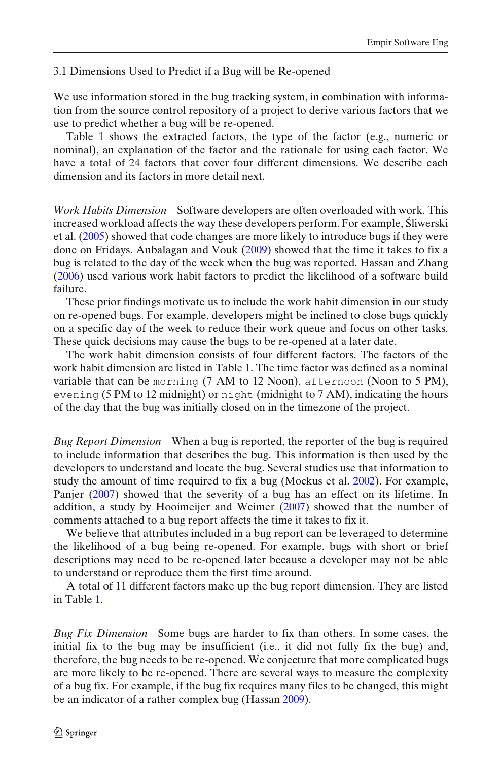### 3.1 Dimensions Used to Predict if a Bug will be Re-opened

We use information stored in the bug tracking system, in combination with information from the source control repository of a project to derive various factors that we use to predict whether a bug will be re-opened.

Table 1 shows the extracted factors, the type of the factor (e.g., numeric or nominal), an explanation of the factor and the rationale for using each factor. We have a total of 24 factors that cover four different dimensions. We describe each dimension and its factors in more detail next.

*Work Habits Dimension* Software developers are often overloaded with work. This increased workload affects the way these developers perform. For example, Śliwerski et al. (2005) showed that code changes are more likely to introduce bugs if they were done on Fridays. Anbalagan and Vouk (2009) showed that the time it takes to fix a bug is related to the day of the week when the bug was reported. Hassan and Zhang (2006) used various work habit factors to predict the likelihood of a software build failure.

These prior findings motivate us to include the work habit dimension in our study on re-opened bugs. For example, developers might be inclined to close bugs quickly on a specific day of the week to reduce their work queue and focus on other tasks. These quick decisions may cause the bugs to be re-opened at a later date.

The work habit dimension consists of four different factors. The factors of the work habit dimension are listed in Table 1. The time factor was defined as a nominal variable that can be `morning` (7 AM to 12 Noon), `afternoon` (Noon to 5 PM), `evening` (5 PM to 12 midnight) or `night` (midnight to 7 AM), indicating the hours of the day that the bug was initially closed on in the timezone of the project.

*Bug Report Dimension* When a bug is reported, the reporter of the bug is required to include information that describes the bug. This information is then used by the developers to understand and locate the bug. Several studies use that information to study the amount of time required to fix a bug (Mockus et al. 2002). For example, Panjer (2007) showed that the severity of a bug has an effect on its lifetime. In addition, a study by Hooimeijer and Weimer (2007) showed that the number of comments attached to a bug report affects the time it takes to fix it.

We believe that attributes included in a bug report can be leveraged to determine the likelihood of a bug being re-opened. For example, bugs with short or brief descriptions may need to be re-opened later because a developer may not be able to understand or reproduce them the first time around.

A total of 11 different factors make up the bug report dimension. They are listed in Table 1.

*Bug Fix Dimension* Some bugs are harder to fix than others. In some cases, the initial fix to the bug may be insufficient (i.e., it did not fully fix the bug) and, therefore, the bug needs to be re-opened. We conjecture that more complicated bugs are more likely to be re-opened. There are several ways to measure the complexity of a bug fix. For example, if the bug fix requires many files to be changed, this might be an indicator of a rather complex bug (Hassan 2009).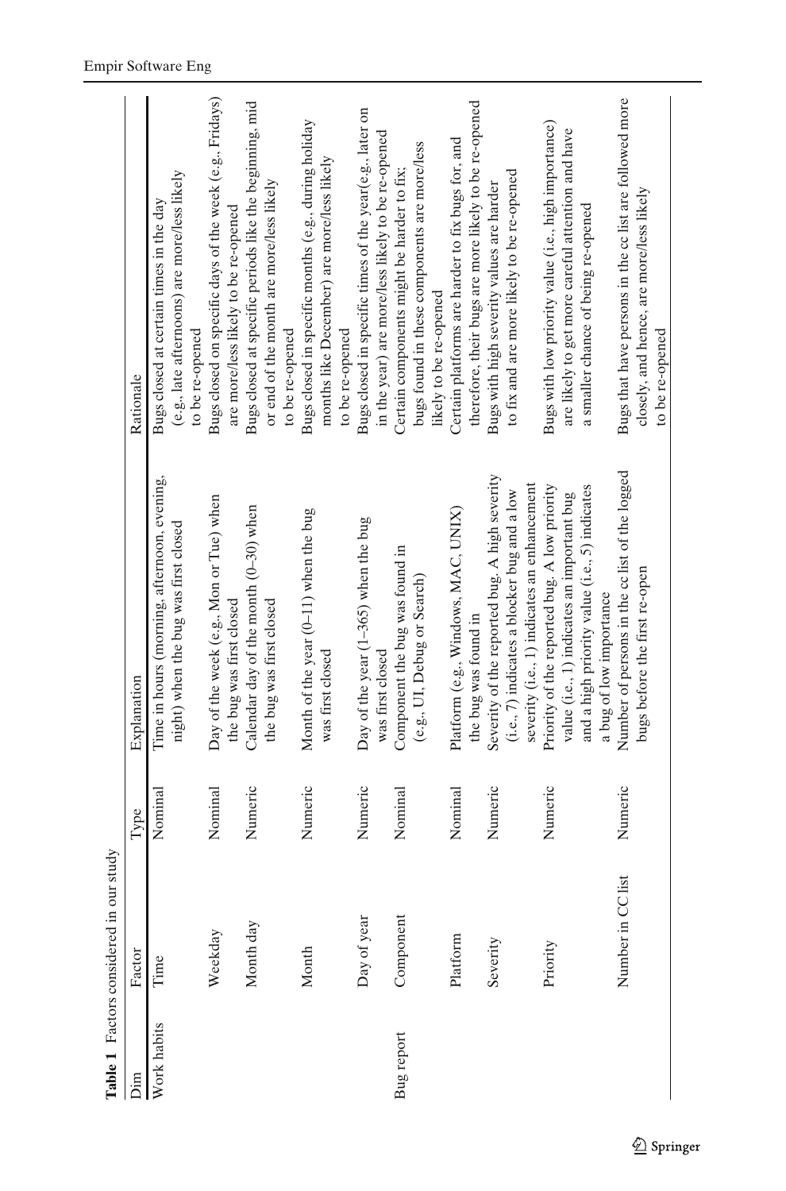**Table 1** Factors considered in our study

| Dim | Factor | Type | Explanation | Rationale |
|---|---|---|---|---|
| Work habits | Time | Nominal | Time in hours (morning, afternoon, evening, night) when the bug was first closed | Bugs closed at certain times in the day (e.g., late afternoons) are more/less likely to be re-opened |
| | Weekday | Nominal | Day of the week (e.g., Mon or Tue) when the bug was first closed | Bugs closed on specific days of the week (e.g., Fridays) are more/less likely to be re-opened |
| | Month day | Numeric | Calendar day of the month (0–30) when the bug was first closed | Bugs closed at specific periods like the beginning, mid or end of the month are more/less likely to be re-opened |
| | Month | Numeric | Month of the year (0–11) when the bug was first closed | Bugs closed in specific months (e.g., during holiday months like December) are more/less likely to be re-opened |
| | Day of year | Numeric | Day of the year (1–365) when the bug was first closed | Bugs closed in specific times of the year(e.g., later on in the year) are more/less likely to be re-opened |
| Bug report | Component | Nominal | Component the bug was found in (e.g., UI, Debug or Search) | Certain components might be harder to fix; bugs found in these components are more/less likely to be re-opened |
| | Platform | Nominal | Platform (e.g., Windows, MAC, UNIX) the bug was found in | Certain platforms are harder to fix bugs for, and therefore, their bugs are more likely to be re-opened |
| | Severity | Numeric | Severity of the reported bug. A high severity (i.e., 7) indicates a blocker bug and a low severity (i.e., 1) indicates an enhancement | Bugs with high severity values are harder to fix and are more likely to be re-opened |
| | Priority | Numeric | Priority of the reported bug. A low priority value (i.e., 1) indicates an important bug and a high priority value (i.e., 5) indicates a bug of low importance | Bugs with low priority value (i.e., high importance) are likely to get more careful attention and have a smaller chance of being re-opened |
| | Number in CC list | Numeric | Number of persons in the cc list of the logged bugs before the first re-open | Bugs that have persons in the cc list are followed more closely, and hence, are more/less likely to be re-opened |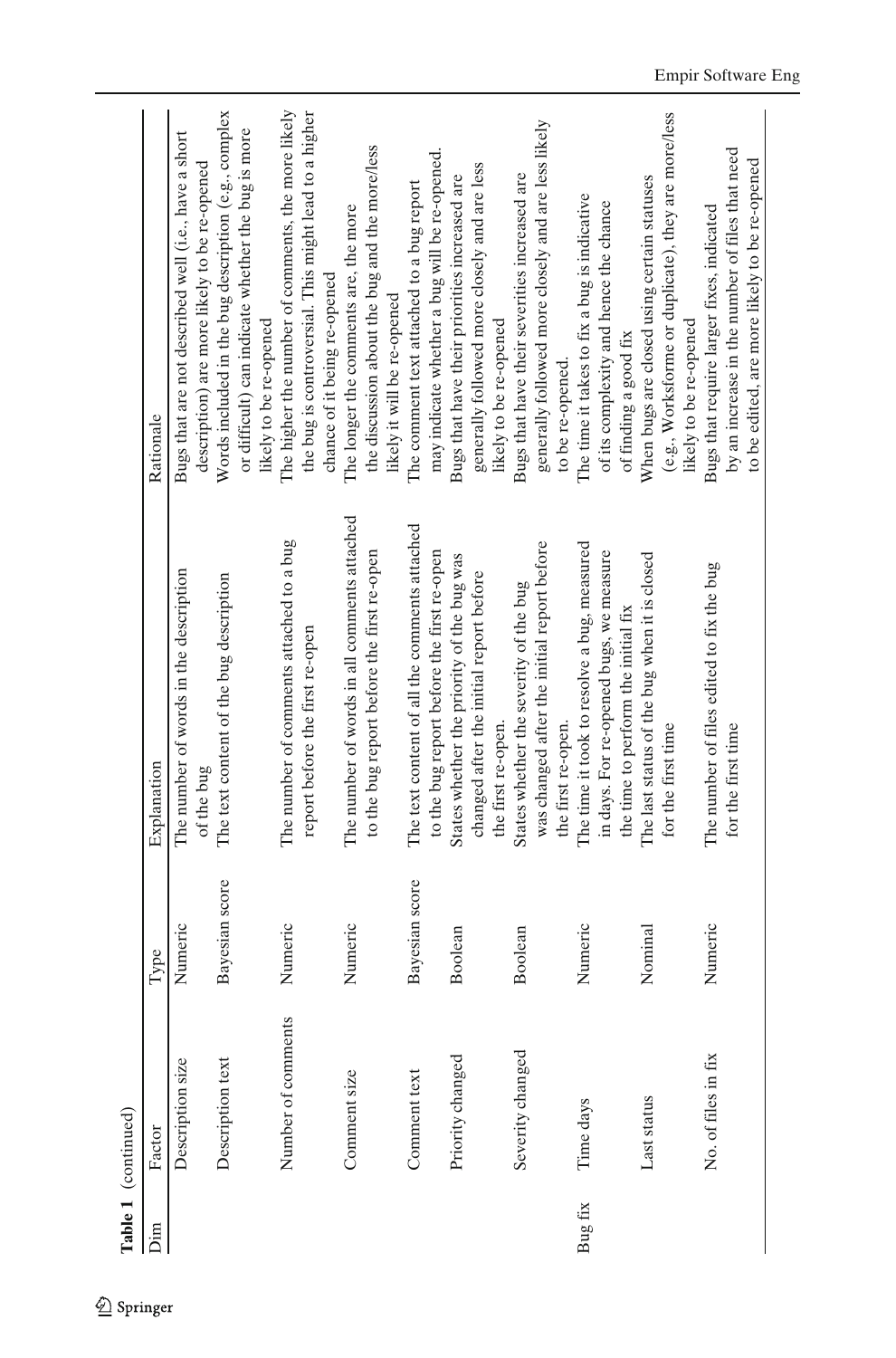**Table 1** (continued)

| Dim | Factor | Type | Explanation | Rationale |
|---|---|---|---|---|
| | Description size | Numeric | The number of words in the description of the bug | Bugs that are not described well (i.e., have a short description) are more likely to be re-opened |
| | Description text | Bayesian score | The text content of the bug description | Words included in the bug description (e.g., complex or difficult) can indicate whether the bug is more likely to be re-opened |
| | Number of comments | Numeric | The number of comments attached to a bug report before the first re-open | The higher the number of comments, the more likely the bug is controversial. This might lead to a higher chance of it being re-opened |
| | Comment size | Numeric | The number of words in all comments attached to the bug report before the first re-open | The longer the comments are, the more the discussion about the bug and the more/less likely it will be re-opened |
| | Comment text | Bayesian score | The text content of all the comments attached to the bug report before the first re-open | The comment text attached to a bug report may indicate whether a bug will be re-opened. |
| | Priority changed | Boolean | States whether the priority of the bug was changed after the initial report before the first re-open. | Bugs that have their priorities increased are generally followed more closely and are less likely to be re-opened |
| | Severity changed | Boolean | States whether the severity of the bug was changed after the initial report before the first re-open. | Bugs that have their severities increased are generally followed more closely and are less likely to be re-opened. |
| Bug fix | Time days | Numeric | The time it took to resolve a bug, measured in days. For re-opened bugs, we measure the time to perform the initial fix | The time it takes to fix a bug is indicative of its complexity and hence the chance of finding a good fix |
| | Last status | Nominal | The last status of the bug when it is closed for the first time | When bugs are closed using certain statuses (e.g., Worksforme or duplicate), they are more/less likely to be re-opened |
| | No. of files in fix | Numeric | The number of files edited to fix the bug for the first time | Bugs that require larger fixes, indicated by an increase in the number of files that need to be edited, are more likely to be re-opened |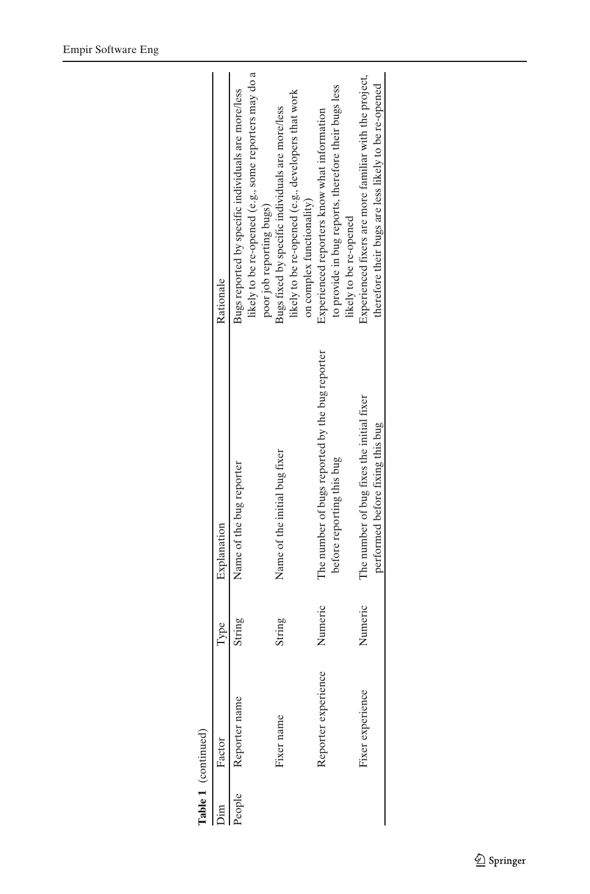**Table 1** (continued)

| Dim | Factor | Type | Explanation | Rationale |
|---|---|---|---|---|
| People | Reporter name | String | Name of the bug reporter | Bugs reported by specific individuals are more/less likely to be re-opened (e.g., some reporters may do a poor job reporting bugs) |
| | Fixer name | String | Name of the initial bug fixer | Bugs fixed by specific individuals are more/less likely to be re-opened (e.g., developers that work on complex functionality) |
| | Reporter experience | Numeric | The number of bugs reported by the bug reporter before reporting this bug | Experienced reporters know what information to provide in bug reports, therefore their bugs less likely to be re-opened |
| | Fixer experience | Numeric | The number of bug fixes the initial fixer performed before fixing this bug | Experienced fixers are more familiar with the project, therefore their bugs are less likely to be re-opened |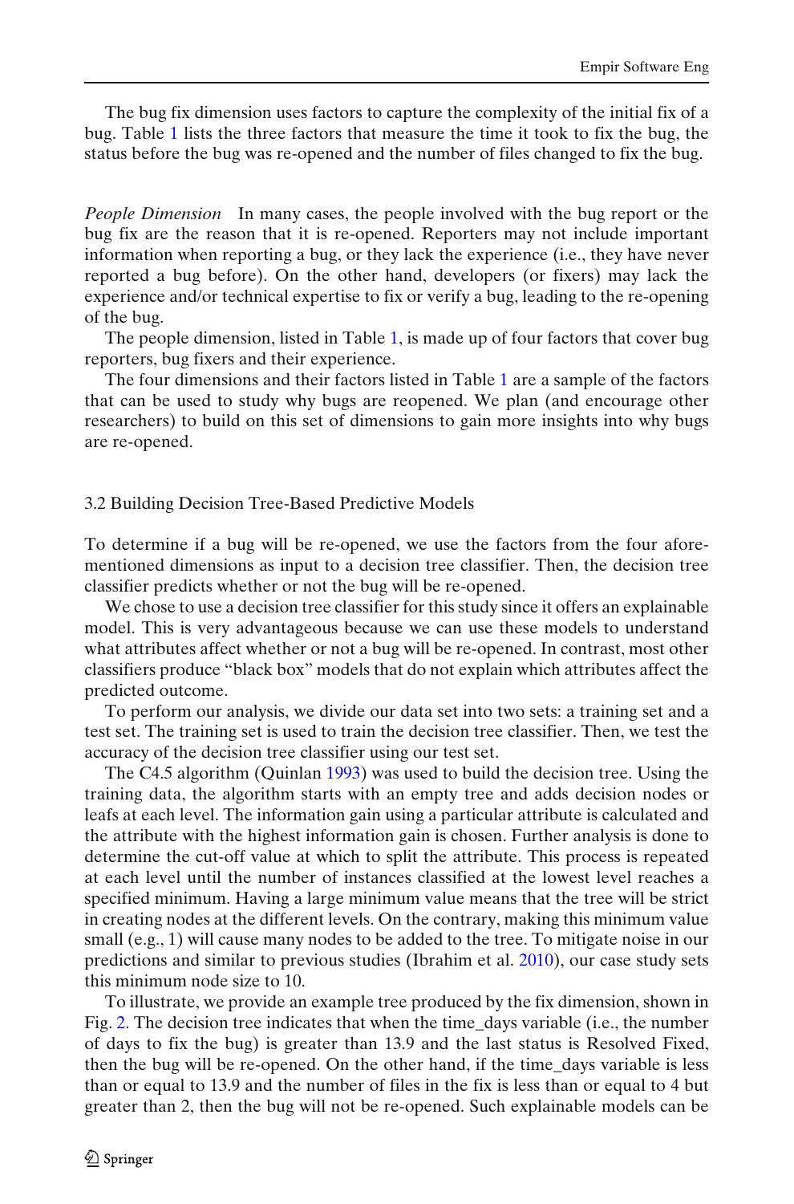The bug fix dimension uses factors to capture the complexity of the initial fix of a bug. Table 1 lists the three factors that measure the time it took to fix the bug, the status before the bug was re-opened and the number of files changed to fix the bug.

*People Dimension* In many cases, the people involved with the bug report or the bug fix are the reason that it is re-opened. Reporters may not include important information when reporting a bug, or they lack the experience (i.e., they have never reported a bug before). On the other hand, developers (or fixers) may lack the experience and/or technical expertise to fix or verify a bug, leading to the re-opening of the bug.

The people dimension, listed in Table 1, is made up of four factors that cover bug reporters, bug fixers and their experience.

The four dimensions and their factors listed in Table 1 are a sample of the factors that can be used to study why bugs are reopened. We plan (and encourage other researchers) to build on this set of dimensions to gain more insights into why bugs are re-opened.

### 3.2 Building Decision Tree-Based Predictive Models

To determine if a bug will be re-opened, we use the factors from the four aforementioned dimensions as input to a decision tree classifier. Then, the decision tree classifier predicts whether or not the bug will be re-opened.

We chose to use a decision tree classifier for this study since it offers an explainable model. This is very advantageous because we can use these models to understand what attributes affect whether or not a bug will be re-opened. In contrast, most other classifiers produce "black box" models that do not explain which attributes affect the predicted outcome.

To perform our analysis, we divide our data set into two sets: a training set and a test set. The training set is used to train the decision tree classifier. Then, we test the accuracy of the decision tree classifier using our test set.

The C4.5 algorithm (Quinlan 1993) was used to build the decision tree. Using the training data, the algorithm starts with an empty tree and adds decision nodes or leafs at each level. The information gain using a particular attribute is calculated and the attribute with the highest information gain is chosen. Further analysis is done to determine the cut-off value at which to split the attribute. This process is repeated at each level until the number of instances classified at the lowest level reaches a specified minimum. Having a large minimum value means that the tree will be strict in creating nodes at the different levels. On the contrary, making this minimum value small (e.g., 1) will cause many nodes to be added to the tree. To mitigate noise in our predictions and similar to previous studies (Ibrahim et al. 2010), our case study sets this minimum node size to 10.

To illustrate, we provide an example tree produced by the fix dimension, shown in Fig. 2. The decision tree indicates that when the time_days variable (i.e., the number of days to fix the bug) is greater than 13.9 and the last status is Resolved Fixed, then the bug will be re-opened. On the other hand, if the time_days variable is less than or equal to 13.9 and the number of files in the fix is less than or equal to 4 but greater than 2, then the bug will not be re-opened. Such explainable models can be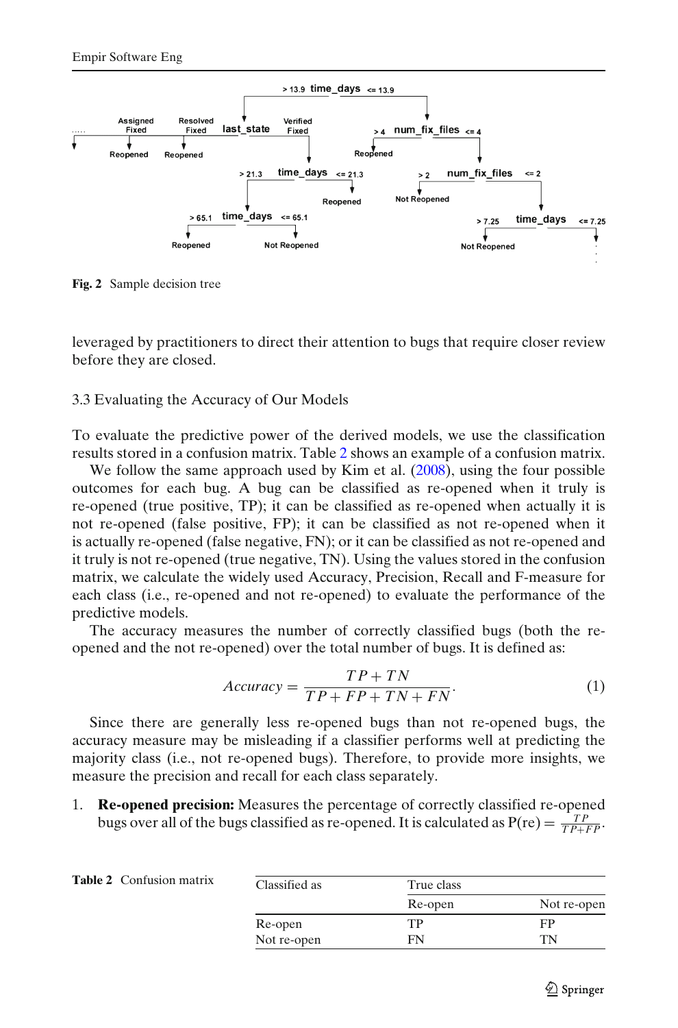**Fig. 2** Sample decision tree

leveraged by practitioners to direct their attention to bugs that require closer review before they are closed.

### 3.3 Evaluating the Accuracy of Our Models

To evaluate the predictive power of the derived models, we use the classification results stored in a confusion matrix. Table 2 shows an example of a confusion matrix.

We follow the same approach used by Kim et al. (2008), using the four possible outcomes for each bug. A bug can be classified as re-opened when it truly is re-opened (true positive, TP); it can be classified as re-opened when actually it is not re-opened (false positive, FP); it can be classified as not re-opened when it is actually re-opened (false negative, FN); or it can be classified as not re-opened and it truly is not re-opened (true negative, TN). Using the values stored in the confusion matrix, we calculate the widely used Accuracy, Precision, Recall and F-measure for each class (i.e., re-opened and not re-opened) to evaluate the performance of the predictive models.

The accuracy measures the number of correctly classified bugs (both the re-opened and the not re-opened) over the total number of bugs. It is defined as:

$$Accuracy = \frac{TP + TN}{TP + FP + TN + FN}. \tag{1}$$

Since there are generally less re-opened bugs than not re-opened bugs, the accuracy measure may be misleading if a classifier performs well at predicting the majority class (i.e., not re-opened bugs). Therefore, to provide more insights, we measure the precision and recall for each class separately.

1. **Re-opened precision:** Measures the percentage of correctly classified re-opened bugs over all of the bugs classified as re-opened. It is calculated as $P(re) = \frac{TP}{TP+FP}$.

**Table 2** Confusion matrix

| Classified as | True class | |
|---|---|---|
| | Re-open | Not re-open |
| Re-open | TP | FP |
| Not re-open | FN | TN |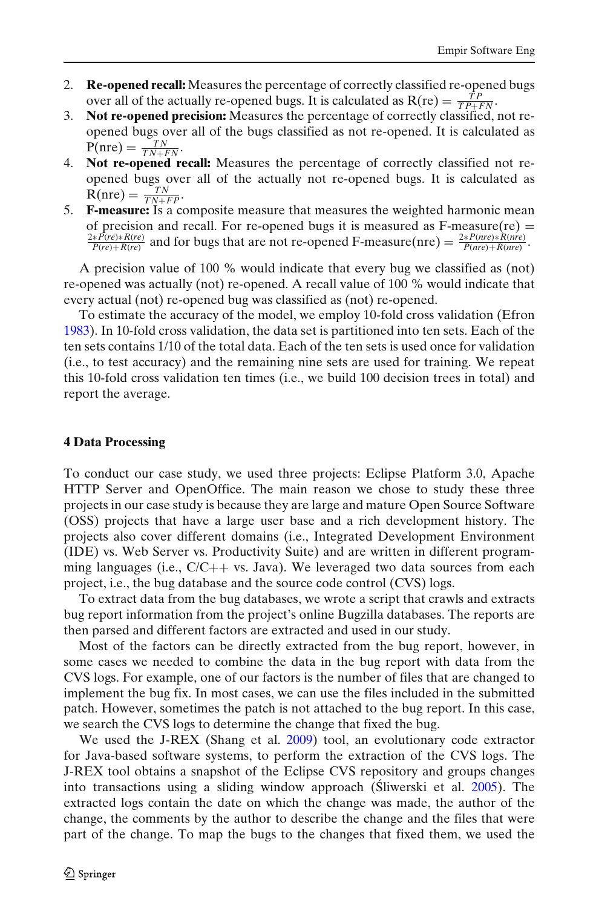2. **Re-opened recall:** Measures the percentage of correctly classified re-opened bugs over all of the actually re-opened bugs. It is calculated as R(re) $= \frac{TP}{TP+FN}$.
3. **Not re-opened precision:** Measures the percentage of correctly classified, not re-opened bugs over all of the bugs classified as not re-opened. It is calculated as P(nre) $= \frac{TN}{TN+FN}$.
4. **Not re-opened recall:** Measures the percentage of correctly classified not re-opened bugs over all of the actually not re-opened bugs. It is calculated as R(nre) $= \frac{TN}{TN+FP}$.
5. **F-measure:** Is a composite measure that measures the weighted harmonic mean of precision and recall. For re-opened bugs it is measured as F-measure(re) $= \frac{2*P(re)*R(re)}{P(re)+R(re)}$ and for bugs that are not re-opened F-measure(nre) $= \frac{2*P(nre)*R(nre)}{P(nre)+R(nre)}$.

A precision value of 100 % would indicate that every bug we classified as (not) re-opened was actually (not) re-opened. A recall value of 100 % would indicate that every actual (not) re-opened bug was classified as (not) re-opened.

To estimate the accuracy of the model, we employ 10-fold cross validation (Efron 1983). In 10-fold cross validation, the data set is partitioned into ten sets. Each of the ten sets contains 1/10 of the total data. Each of the ten sets is used once for validation (i.e., to test accuracy) and the remaining nine sets are used for training. We repeat this 10-fold cross validation ten times (i.e., we build 100 decision trees in total) and report the average.

## 4 Data Processing

To conduct our case study, we used three projects: Eclipse Platform 3.0, Apache HTTP Server and OpenOffice. The main reason we chose to study these three projects in our case study is because they are large and mature Open Source Software (OSS) projects that have a large user base and a rich development history. The projects also cover different domains (i.e., Integrated Development Environment (IDE) vs. Web Server vs. Productivity Suite) and are written in different programming languages (i.e., C/C++ vs. Java). We leveraged two data sources from each project, i.e., the bug database and the source code control (CVS) logs.

To extract data from the bug databases, we wrote a script that crawls and extracts bug report information from the project's online Bugzilla databases. The reports are then parsed and different factors are extracted and used in our study.

Most of the factors can be directly extracted from the bug report, however, in some cases we needed to combine the data in the bug report with data from the CVS logs. For example, one of our factors is the number of files that are changed to implement the bug fix. In most cases, we can use the files included in the submitted patch. However, sometimes the patch is not attached to the bug report. In this case, we search the CVS logs to determine the change that fixed the bug.

We used the J-REX (Shang et al. 2009) tool, an evolutionary code extractor for Java-based software systems, to perform the extraction of the CVS logs. The J-REX tool obtains a snapshot of the Eclipse CVS repository and groups changes into transactions using a sliding window approach (Śliwerski et al. 2005). The extracted logs contain the date on which the change was made, the author of the change, the comments by the author to describe the change and the files that were part of the change. To map the bugs to the changes that fixed them, we used the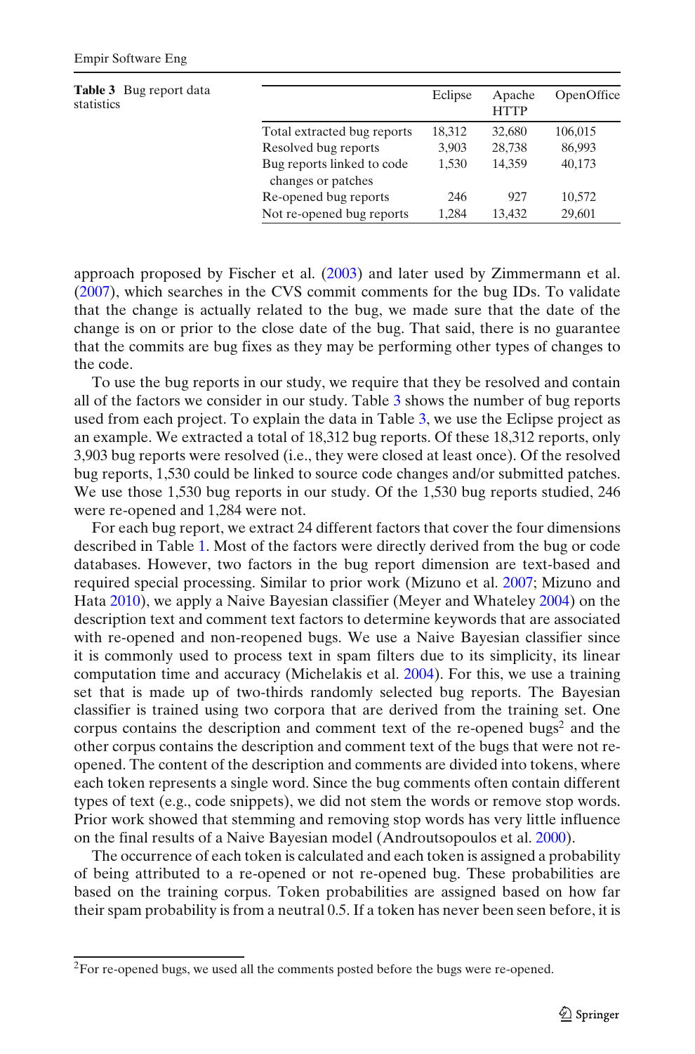**Table 3** Bug report data statistics

| | Eclipse | Apache HTTP | OpenOffice |
|---|---|---|---|
| Total extracted bug reports | 18,312 | 32,680 | 106,015 |
| Resolved bug reports | 3,903 | 28,738 | 86,993 |
| Bug reports linked to code changes or patches | 1,530 | 14,359 | 40,173 |
| Re-opened bug reports | 246 | 927 | 10,572 |
| Not re-opened bug reports | 1,284 | 13,432 | 29,601 |

approach proposed by Fischer et al. (2003) and later used by Zimmermann et al. (2007), which searches in the CVS commit comments for the bug IDs. To validate that the change is actually related to the bug, we made sure that the date of the change is on or prior to the close date of the bug. That said, there is no guarantee that the commits are bug fixes as they may be performing other types of changes to the code.

To use the bug reports in our study, we require that they be resolved and contain all of the factors we consider in our study. Table 3 shows the number of bug reports used from each project. To explain the data in Table 3, we use the Eclipse project as an example. We extracted a total of 18,312 bug reports. Of these 18,312 reports, only 3,903 bug reports were resolved (i.e., they were closed at least once). Of the resolved bug reports, 1,530 could be linked to source code changes and/or submitted patches. We use those 1,530 bug reports in our study. Of the 1,530 bug reports studied, 246 were re-opened and 1,284 were not.

For each bug report, we extract 24 different factors that cover the four dimensions described in Table 1. Most of the factors were directly derived from the bug or code databases. However, two factors in the bug report dimension are text-based and required special processing. Similar to prior work (Mizuno et al. 2007; Mizuno and Hata 2010), we apply a Naive Bayesian classifier (Meyer and Whateley 2004) on the description text and comment text factors to determine keywords that are associated with re-opened and non-reopened bugs. We use a Naive Bayesian classifier since it is commonly used to process text in spam filters due to its simplicity, its linear computation time and accuracy (Michelakis et al. 2004). For this, we use a training set that is made up of two-thirds randomly selected bug reports. The Bayesian classifier is trained using two corpora that are derived from the training set. One corpus contains the description and comment text of the re-opened bugs[2] and the other corpus contains the description and comment text of the bugs that were not re-opened. The content of the description and comments are divided into tokens, where each token represents a single word. Since the bug comments often contain different types of text (e.g., code snippets), we did not stem the words or remove stop words. Prior work showed that stemming and removing stop words has very little influence on the final results of a Naive Bayesian model (Androutsopoulos et al. 2000).

The occurrence of each token is calculated and each token is assigned a probability of being attributed to a re-opened or not re-opened bug. These probabilities are based on the training corpus. Token probabilities are assigned based on how far their spam probability is from a neutral 0.5. If a token has never been seen before, it is

[2] For re-opened bugs, we used all the comments posted before the bugs were re-opened.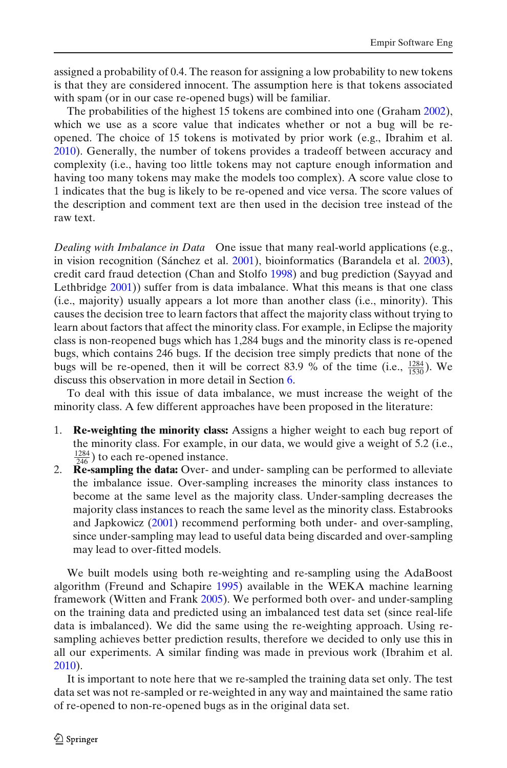assigned a probability of 0.4. The reason for assigning a low probability to new tokens is that they are considered innocent. The assumption here is that tokens associated with spam (or in our case re-opened bugs) will be familiar.

The probabilities of the highest 15 tokens are combined into one (Graham 2002), which we use as a score value that indicates whether or not a bug will be re-opened. The choice of 15 tokens is motivated by prior work (e.g., Ibrahim et al. 2010). Generally, the number of tokens provides a tradeoff between accuracy and complexity (i.e., having too little tokens may not capture enough information and having too many tokens may make the models too complex). A score value close to 1 indicates that the bug is likely to be re-opened and vice versa. The score values of the description and comment text are then used in the decision tree instead of the raw text.

*Dealing with Imbalance in Data* One issue that many real-world applications (e.g., in vision recognition (Sánchez et al. 2001), bioinformatics (Barandela et al. 2003), credit card fraud detection (Chan and Stolfo 1998) and bug prediction (Sayyad and Lethbridge 2001)) suffer from is data imbalance. What this means is that one class (i.e., majority) usually appears a lot more than another class (i.e., minority). This causes the decision tree to learn factors that affect the majority class without trying to learn about factors that affect the minority class. For example, in Eclipse the majority class is non-reopened bugs which has 1,284 bugs and the minority class is re-opened bugs, which contains 246 bugs. If the decision tree simply predicts that none of the bugs will be re-opened, then it will be correct 83.9 % of the time (i.e., $\frac{1284}{1530}$). We discuss this observation in more detail in Section 6.

To deal with this issue of data imbalance, we must increase the weight of the minority class. A few different approaches have been proposed in the literature:

1. **Re-weighting the minority class:** Assigns a higher weight to each bug report of the minority class. For example, in our data, we would give a weight of 5.2 (i.e., $\frac{1284}{246}$) to each re-opened instance.
2. **Re-sampling the data:** Over- and under- sampling can be performed to alleviate the imbalance issue. Over-sampling increases the minority class instances to become at the same level as the majority class. Under-sampling decreases the majority class instances to reach the same level as the minority class. Estabrooks and Japkowicz (2001) recommend performing both under- and over-sampling, since under-sampling may lead to useful data being discarded and over-sampling may lead to over-fitted models.

We built models using both re-weighting and re-sampling using the AdaBoost algorithm (Freund and Schapire 1995) available in the WEKA machine learning framework (Witten and Frank 2005). We performed both over- and under-sampling on the training data and predicted using an imbalanced test data set (since real-life data is imbalanced). We did the same using the re-weighting approach. Using re-sampling achieves better prediction results, therefore we decided to only use this in all our experiments. A similar finding was made in previous work (Ibrahim et al. 2010).

It is important to note here that we re-sampled the training data set only. The test data set was not re-sampled or re-weighted in any way and maintained the same ratio of re-opened to non-re-opened bugs as in the original data set.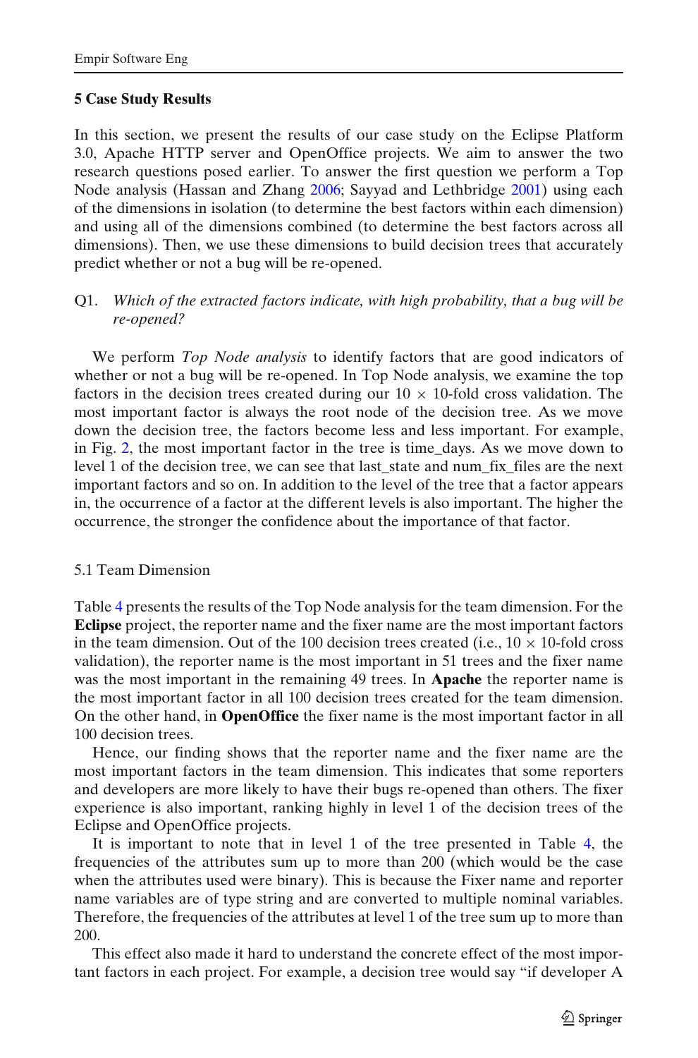## 5 Case Study Results

In this section, we present the results of our case study on the Eclipse Platform 3.0, Apache HTTP server and OpenOffice projects. We aim to answer the two research questions posed earlier. To answer the first question we perform a Top Node analysis (Hassan and Zhang 2006; Sayyad and Lethbridge 2001) using each of the dimensions in isolation (to determine the best factors within each dimension) and using all of the dimensions combined (to determine the best factors across all dimensions). Then, we use these dimensions to build decision trees that accurately predict whether or not a bug will be re-opened.

Q1. *Which of the extracted factors indicate, with high probability, that a bug will be re-opened?*

We perform *Top Node analysis* to identify factors that are good indicators of whether or not a bug will be re-opened. In Top Node analysis, we examine the top factors in the decision trees created during our $10 \times 10$-fold cross validation. The most important factor is always the root node of the decision tree. As we move down the decision tree, the factors become less and less important. For example, in Fig. 2, the most important factor in the tree is time_days. As we move down to level 1 of the decision tree, we can see that last_state and num_fix_files are the next important factors and so on. In addition to the level of the tree that a factor appears in, the occurrence of a factor at the different levels is also important. The higher the occurrence, the stronger the confidence about the importance of that factor.

### 5.1 Team Dimension

Table 4 presents the results of the Top Node analysis for the team dimension. For the **Eclipse** project, the reporter name and the fixer name are the most important factors in the team dimension. Out of the 100 decision trees created (i.e., $10 \times 10$-fold cross validation), the reporter name is the most important in 51 trees and the fixer name was the most important in the remaining 49 trees. In **Apache** the reporter name is the most important factor in all 100 decision trees created for the team dimension. On the other hand, in **OpenOffice** the fixer name is the most important factor in all 100 decision trees.

Hence, our finding shows that the reporter name and the fixer name are the most important factors in the team dimension. This indicates that some reporters and developers are more likely to have their bugs re-opened than others. The fixer experience is also important, ranking highly in level 1 of the decision trees of the Eclipse and OpenOffice projects.

It is important to note that in level 1 of the tree presented in Table 4, the frequencies of the attributes sum up to more than 200 (which would be the case when the attributes used were binary). This is because the Fixer name and reporter name variables are of type string and are converted to multiple nominal variables. Therefore, the frequencies of the attributes at level 1 of the tree sum up to more than 200.

This effect also made it hard to understand the concrete effect of the most important factors in each project. For example, a decision tree would say "if developer A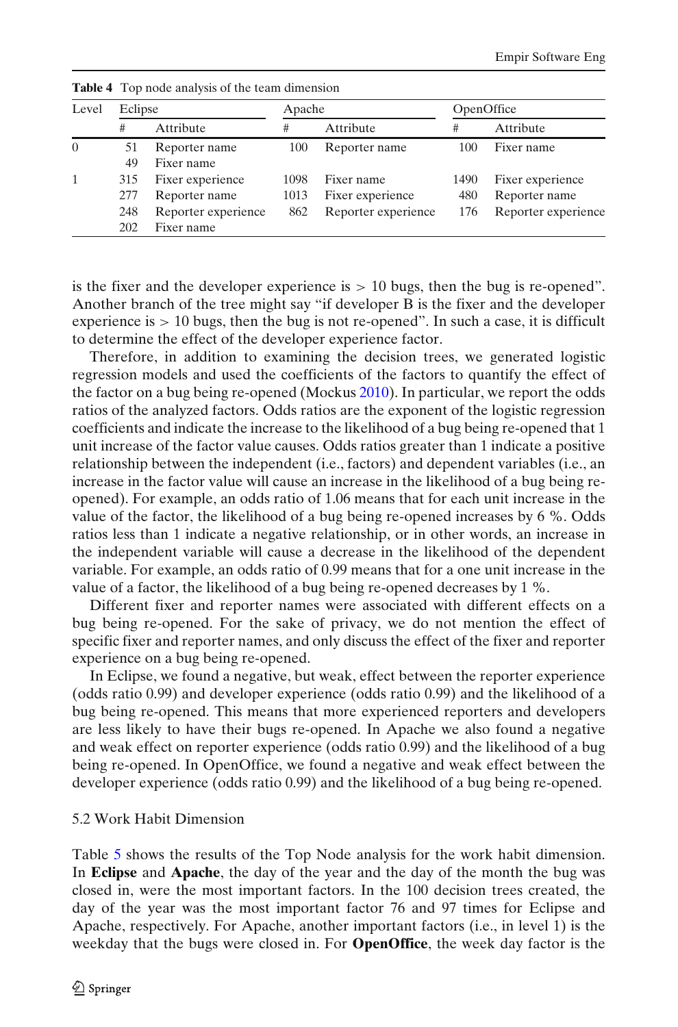**Table 4** Top node analysis of the team dimension

| Level | Eclipse | | Apache | | OpenOffice | |
|---|---|---|---|---|---|---|
| | # | Attribute | # | Attribute | # | Attribute |
| 0 | 51 | Reporter name | 100 | Reporter name | 100 | Fixer name |
| | 49 | Fixer name | | | | |
| 1 | 315 | Fixer experience | 1098 | Fixer name | 1490 | Fixer experience |
| | 277 | Reporter name | 1013 | Fixer experience | 480 | Reporter name |
| | 248 | Reporter experience | 862 | Reporter experience | 176 | Reporter experience |
| | 202 | Fixer name | | | | |

is the fixer and the developer experience is $> 10$ bugs, then the bug is re-opened". Another branch of the tree might say "if developer B is the fixer and the developer experience is $> 10$ bugs, then the bug is not re-opened". In such a case, it is difficult to determine the effect of the developer experience factor.

Therefore, in addition to examining the decision trees, we generated logistic regression models and used the coefficients of the factors to quantify the effect of the factor on a bug being re-opened (Mockus 2010). In particular, we report the odds ratios of the analyzed factors. Odds ratios are the exponent of the logistic regression coefficients and indicate the increase to the likelihood of a bug being re-opened that 1 unit increase of the factor value causes. Odds ratios greater than 1 indicate a positive relationship between the independent (i.e., factors) and dependent variables (i.e., an increase in the factor value will cause an increase in the likelihood of a bug being re-opened). For example, an odds ratio of 1.06 means that for each unit increase in the value of the factor, the likelihood of a bug being re-opened increases by 6 %. Odds ratios less than 1 indicate a negative relationship, or in other words, an increase in the independent variable will cause a decrease in the likelihood of the dependent variable. For example, an odds ratio of 0.99 means that for a one unit increase in the value of a factor, the likelihood of a bug being re-opened decreases by 1 %.

Different fixer and reporter names were associated with different effects on a bug being re-opened. For the sake of privacy, we do not mention the effect of specific fixer and reporter names, and only discuss the effect of the fixer and reporter experience on a bug being re-opened.

In Eclipse, we found a negative, but weak, effect between the reporter experience (odds ratio 0.99) and developer experience (odds ratio 0.99) and the likelihood of a bug being re-opened. This means that more experienced reporters and developers are less likely to have their bugs re-opened. In Apache we also found a negative and weak effect on reporter experience (odds ratio 0.99) and the likelihood of a bug being re-opened. In OpenOffice, we found a negative and weak effect between the developer experience (odds ratio 0.99) and the likelihood of a bug being re-opened.

### 5.2 Work Habit Dimension

Table 5 shows the results of the Top Node analysis for the work habit dimension. In **Eclipse** and **Apache**, the day of the year and the day of the month the bug was closed in, were the most important factors. In the 100 decision trees created, the day of the year was the most important factor 76 and 97 times for Eclipse and Apache, respectively. For Apache, another important factors (i.e., in level 1) is the weekday that the bugs were closed in. For **OpenOffice**, the week day factor is the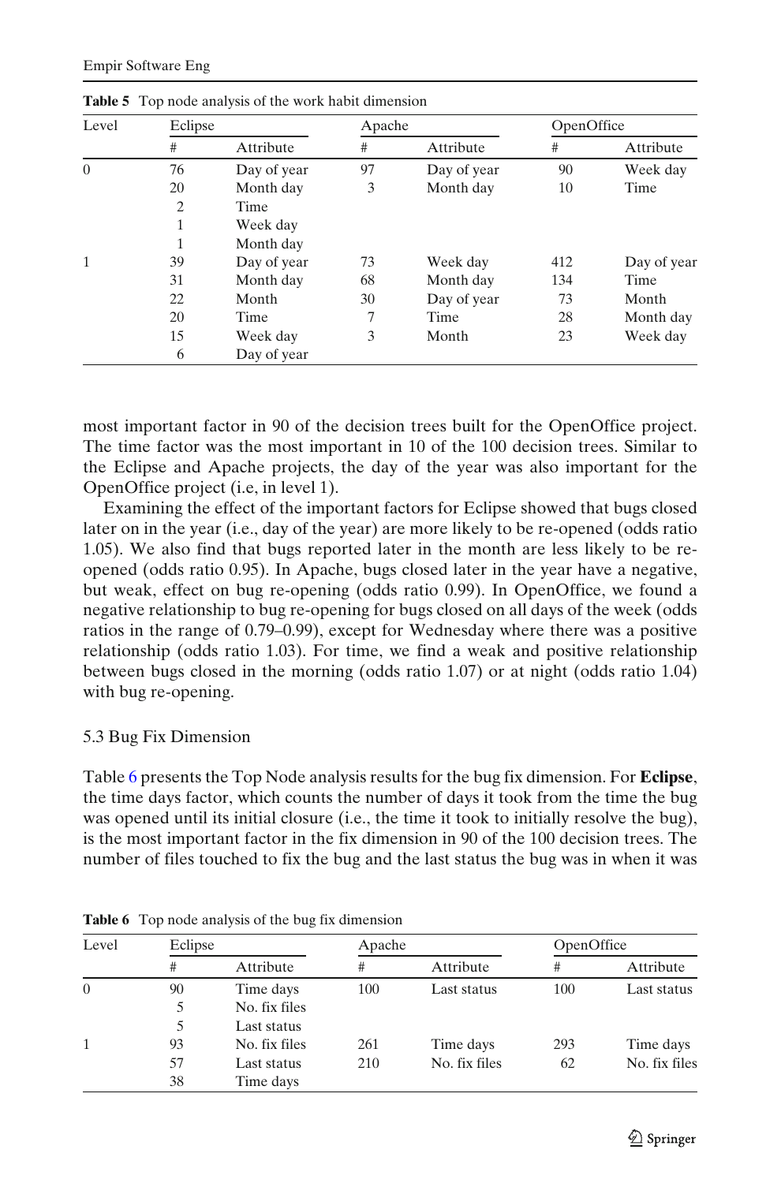**Table 5** Top node analysis of the work habit dimension

| Level | Eclipse | | Apache | | OpenOffice | |
|---|---|---|---|---|---|---|
| | # | Attribute | # | Attribute | # | Attribute |
| 0 | 76 | Day of year | 97 | Day of year | 90 | Week day |
| | 20 | Month day | 3 | Month day | 10 | Time |
| | 2 | Time | | | | |
| | 1 | Week day | | | | |
| | 1 | Month day | | | | |
| 1 | 39 | Day of year | 73 | Week day | 412 | Day of year |
| | 31 | Month day | 68 | Month day | 134 | Time |
| | 22 | Month | 30 | Day of year | 73 | Month |
| | 20 | Time | 7 | Time | 28 | Month day |
| | 15 | Week day | 3 | Month | 23 | Week day |
| | 6 | Day of year | | | | |

most important factor in 90 of the decision trees built for the OpenOffice project. The time factor was the most important in 10 of the 100 decision trees. Similar to the Eclipse and Apache projects, the day of the year was also important for the OpenOffice project (i.e, in level 1).

Examining the effect of the important factors for Eclipse showed that bugs closed later on in the year (i.e., day of the year) are more likely to be re-opened (odds ratio 1.05). We also find that bugs reported later in the month are less likely to be re-opened (odds ratio 0.95). In Apache, bugs closed later in the year have a negative, but weak, effect on bug re-opening (odds ratio 0.99). In OpenOffice, we found a negative relationship to bug re-opening for bugs closed on all days of the week (odds ratios in the range of 0.79–0.99), except for Wednesday where there was a positive relationship (odds ratio 1.03). For time, we find a weak and positive relationship between bugs closed in the morning (odds ratio 1.07) or at night (odds ratio 1.04) with bug re-opening.

### 5.3 Bug Fix Dimension

Table 6 presents the Top Node analysis results for the bug fix dimension. For **Eclipse**, the time days factor, which counts the number of days it took from the time the bug was opened until its initial closure (i.e., the time it took to initially resolve the bug), is the most important factor in the fix dimension in 90 of the 100 decision trees. The number of files touched to fix the bug and the last status the bug was in when it was

**Table 6** Top node analysis of the bug fix dimension

| Level | Eclipse | | Apache | | OpenOffice | |
|---|---|---|---|---|---|---|
| | # | Attribute | # | Attribute | # | Attribute |
| 0 | 90 | Time days | 100 | Last status | 100 | Last status |
| | 5 | No. fix files | | | | |
| | 5 | Last status | | | | |
| 1 | 93 | No. fix files | 261 | Time days | 293 | Time days |
| | 57 | Last status | 210 | No. fix files | 62 | No. fix files |
| | 38 | Time days | | | | |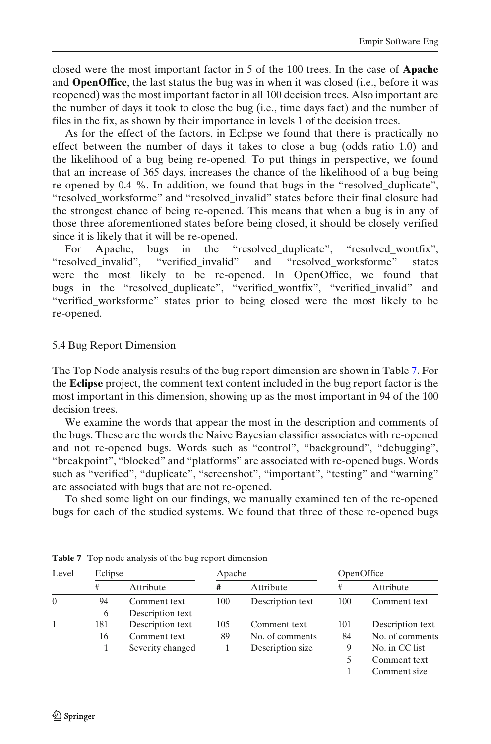closed were the most important factor in 5 of the 100 trees. In the case of **Apache** and **OpenOffice**, the last status the bug was in when it was closed (i.e., before it was reopened) was the most important factor in all 100 decision trees. Also important are the number of days it took to close the bug (i.e., time days fact) and the number of files in the fix, as shown by their importance in levels 1 of the decision trees.

As for the effect of the factors, in Eclipse we found that there is practically no effect between the number of days it takes to close a bug (odds ratio 1.0) and the likelihood of a bug being re-opened. To put things in perspective, we found that an increase of 365 days, increases the chance of the likelihood of a bug being re-opened by 0.4 %. In addition, we found that bugs in the "resolved_duplicate", "resolved_worksforme" and "resolved_invalid" states before their final closure had the strongest chance of being re-opened. This means that when a bug is in any of those three aforementioned states before being closed, it should be closely verified since it is likely that it will be re-opened.

For Apache, bugs in the "resolved_duplicate", "resolved_wontfix", "resolved_invalid", "verified_invalid" and "resolved_worksforme" states were the most likely to be re-opened. In OpenOffice, we found that bugs in the "resolved_duplicate", "verified_wontfix", "verified_invalid" and "verified_worksforme" states prior to being closed were the most likely to be re-opened.

### 5.4 Bug Report Dimension

The Top Node analysis results of the bug report dimension are shown in Table 7. For the **Eclipse** project, the comment text content included in the bug report factor is the most important in this dimension, showing up as the most important in 94 of the 100 decision trees.

We examine the words that appear the most in the description and comments of the bugs. These are the words the Naive Bayesian classifier associates with re-opened and not re-opened bugs. Words such as "control", "background", "debugging", "breakpoint", "blocked" and "platforms" are associated with re-opened bugs. Words such as "verified", "duplicate", "screenshot", "important", "testing" and "warning" are associated with bugs that are not re-opened.

To shed some light on our findings, we manually examined ten of the re-opened bugs for each of the studied systems. We found that three of these re-opened bugs

**Table 7** Top node analysis of the bug report dimension

| Level | Eclipse | | Apache | | OpenOffice | |
|---|---|---|---|---|---|---|
| | # | Attribute | # | Attribute | # | Attribute |
| 0 | 94 | Comment text | 100 | Description text | 100 | Comment text |
| | 6 | Description text | | | | |
| 1 | 181 | Description text | 105 | Comment text | 101 | Description text |
| | 16 | Comment text | 89 | No. of comments | 84 | No. of comments |
| | 1 | Severity changed | 1 | Description size | 9 | No. in CC list |
| | | | | | 5 | Comment text |
| | | | | | 1 | Comment size |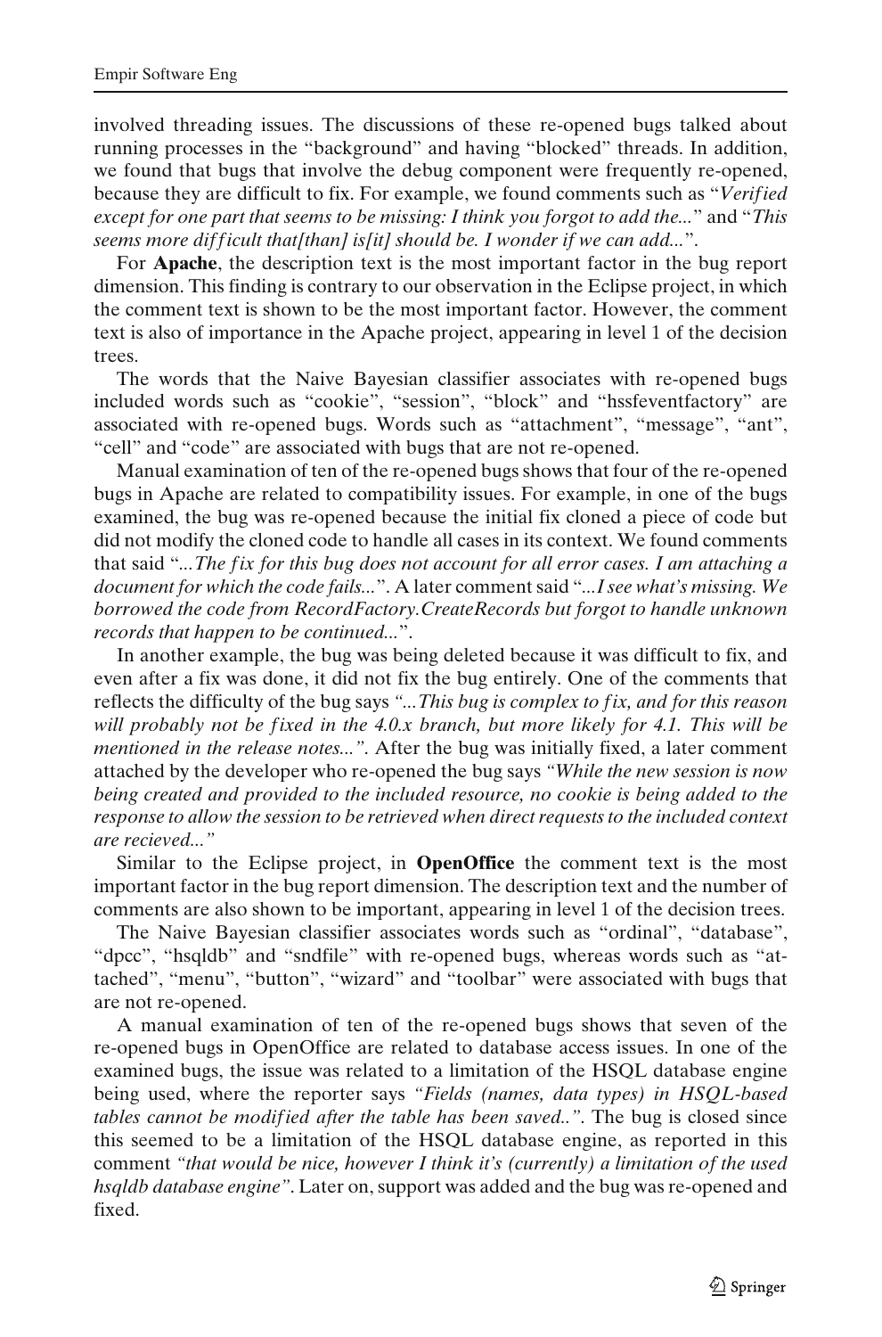involved threading issues. The discussions of these re-opened bugs talked about running processes in the "background" and having "blocked" threads. In addition, we found that bugs that involve the debug component were frequently re-opened, because they are difficult to fix. For example, we found comments such as "*Verified except for one part that seems to be missing: I think you forgot to add the...*" and "*This seems more difficult that[than] is[it] should be. I wonder if we can add...*".

For **Apache**, the description text is the most important factor in the bug report dimension. This finding is contrary to our observation in the Eclipse project, in which the comment text is shown to be the most important factor. However, the comment text is also of importance in the Apache project, appearing in level 1 of the decision trees.

The words that the Naive Bayesian classifier associates with re-opened bugs included words such as "cookie", "session", "block" and "hssfeventfactory" are associated with re-opened bugs. Words such as "attachment", "message", "ant", "cell" and "code" are associated with bugs that are not re-opened.

Manual examination of ten of the re-opened bugs shows that four of the re-opened bugs in Apache are related to compatibility issues. For example, in one of the bugs examined, the bug was re-opened because the initial fix cloned a piece of code but did not modify the cloned code to handle all cases in its context. We found comments that said "*...The fix for this bug does not account for all error cases. I am attaching a document for which the code fails...*". A later comment said "*...I see what's missing. We borrowed the code from RecordFactory.CreateRecords but forgot to handle unknown records that happen to be continued...*".

In another example, the bug was being deleted because it was difficult to fix, and even after a fix was done, it did not fix the bug entirely. One of the comments that reflects the difficulty of the bug says *"...This bug is complex to fix, and for this reason will probably not be fixed in the 4.0.x branch, but more likely for 4.1. This will be mentioned in the release notes..."*. After the bug was initially fixed, a later comment attached by the developer who re-opened the bug says *"While the new session is now being created and provided to the included resource, no cookie is being added to the response to allow the session to be retrieved when direct requests to the included context are recieved..."*

Similar to the Eclipse project, in **OpenOffice** the comment text is the most important factor in the bug report dimension. The description text and the number of comments are also shown to be important, appearing in level 1 of the decision trees.

The Naive Bayesian classifier associates words such as "ordinal", "database", "dpcc", "hsqldb" and "sndfile" with re-opened bugs, whereas words such as "attached", "menu", "button", "wizard" and "toolbar" were associated with bugs that are not re-opened.

A manual examination of ten of the re-opened bugs shows that seven of the re-opened bugs in OpenOffice are related to database access issues. In one of the examined bugs, the issue was related to a limitation of the HSQL database engine being used, where the reporter says *"Fields (names, data types) in HSQL-based tables cannot be modified after the table has been saved.."*. The bug is closed since this seemed to be a limitation of the HSQL database engine, as reported in this comment *"that would be nice, however I think it's (currently) a limitation of the used hsqldb database engine"*. Later on, support was added and the bug was re-opened and fixed.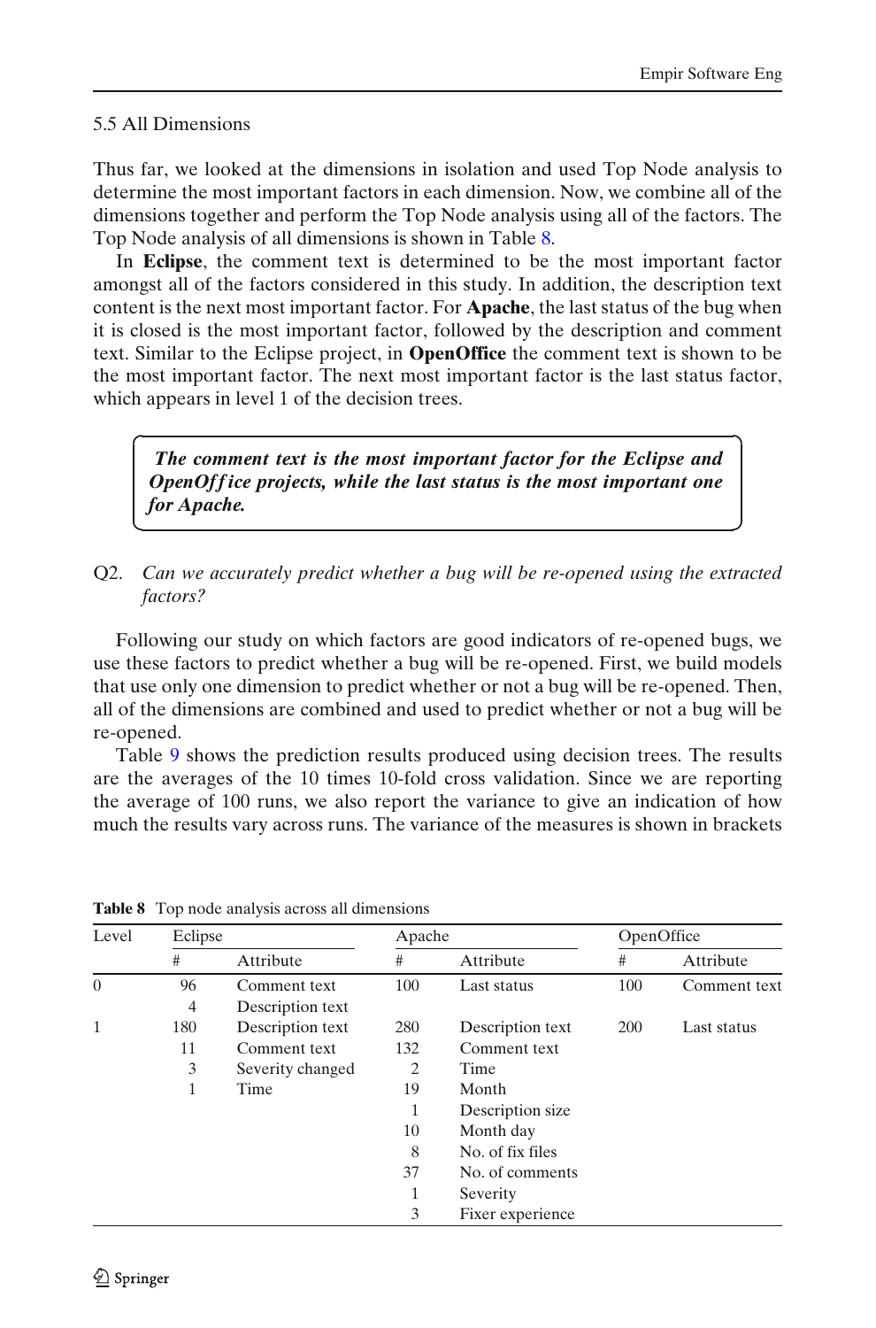### 5.5 All Dimensions

Thus far, we looked at the dimensions in isolation and used Top Node analysis to determine the most important factors in each dimension. Now, we combine all of the dimensions together and perform the Top Node analysis using all of the factors. The Top Node analysis of all dimensions is shown in Table 8.

In **Eclipse**, the comment text is determined to be the most important factor amongst all of the factors considered in this study. In addition, the description text content is the next most important factor. For **Apache**, the last status of the bug when it is closed is the most important factor, followed by the description and comment text. Similar to the Eclipse project, in **OpenOffice** the comment text is shown to be the most important factor. The next most important factor is the last status factor, which appears in level 1 of the decision trees.

> ***The comment text is the most important factor for the Eclipse and OpenOffice projects, while the last status is the most important one for Apache.***

Q2. *Can we accurately predict whether a bug will be re-opened using the extracted factors?*

Following our study on which factors are good indicators of re-opened bugs, we use these factors to predict whether a bug will be re-opened. First, we build models that use only one dimension to predict whether or not a bug will be re-opened. Then, all of the dimensions are combined and used to predict whether or not a bug will be re-opened.

Table 9 shows the prediction results produced using decision trees. The results are the averages of the 10 times 10-fold cross validation. Since we are reporting the average of 100 runs, we also report the variance to give an indication of how much the results vary across runs. The variance of the measures is shown in brackets

**Table 8** Top node analysis across all dimensions

| Level | Eclipse | | Apache | | OpenOffice | |
|---|---|---|---|---|---|---|
| | # | Attribute | # | Attribute | # | Attribute |
| 0 | 96 | Comment text | 100 | Last status | 100 | Comment text |
| | 4 | Description text | | | | |
| 1 | 180 | Description text | 280 | Description text | 200 | Last status |
| | 11 | Comment text | 132 | Comment text | | |
| | 3 | Severity changed | 2 | Time | | |
| | 1 | Time | 19 | Month | | |
| | | | 1 | Description size | | |
| | | | 10 | Month day | | |
| | | | 8 | No. of fix files | | |
| | | | 37 | No. of comments | | |
| | | | 1 | Severity | | |
| | | | 3 | Fixer experience | | |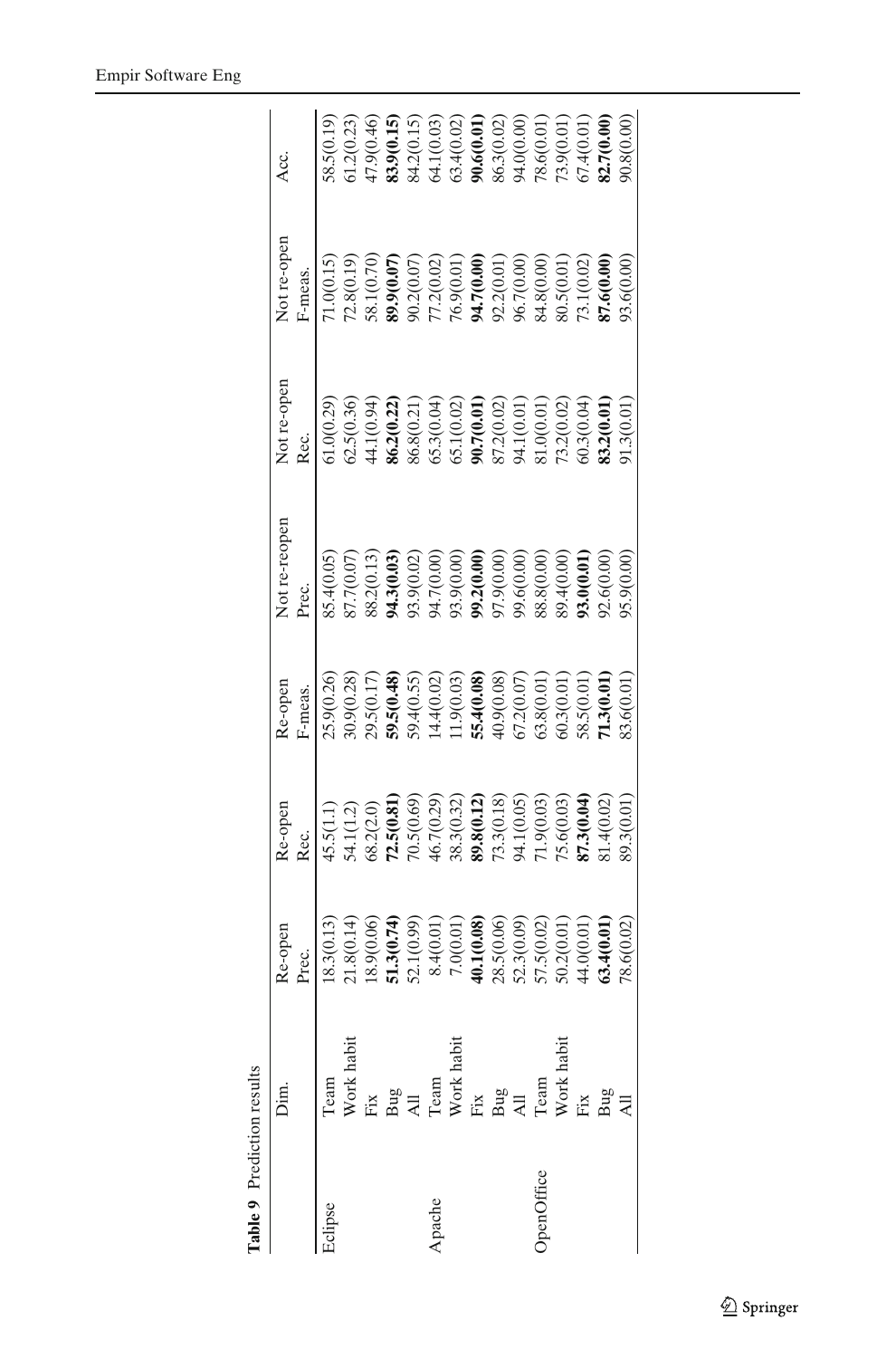**Table 9** Prediction results

| | Dim. | Re-open Prec. | Re-open Rec. | Re-open F-meas. | Not re-reopen Prec. | Not re-open Rec. | Not re-open F-meas. | Acc. |
|---|---|---|---|---|---|---|---|---|
| Eclipse | Team | 18.3(0.13) | 45.5(1.1) | 25.9(0.26) | 85.4(0.05) | 61.0(0.29) | 71.0(0.15) | 58.5(0.19) |
| | Work habit | 21.8(0.14) | 54.1(1.2) | 30.9(0.28) | 87.7(0.07) | 62.5(0.36) | 72.8(0.19) | 61.2(0.23) |
| | Fix | 18.9(0.06) | 68.2(2.0) | 29.5(0.17) | 88.2(0.13) | 44.1(0.94) | 58.1(0.70) | 47.9(0.46) |
| | Bug | **51.3(0.74)** | **72.5(0.81)** | **59.5(0.48)** | **94.3(0.03)** | **86.2(0.22)** | **89.9(0.07)** | **83.9(0.15)** |
| | All | 52.1(0.99) | 70.5(0.69) | 59.4(0.55) | 93.9(0.02) | 86.8(0.21) | 90.2(0.07) | 84.2(0.15) |
| Apache | Team | 8.4(0.01) | 46.7(0.29) | 14.4(0.02) | 94.7(0.00) | 65.3(0.04) | 77.2(0.02) | 64.1(0.03) |
| | Work habit | 7.0(0.01) | 38.3(0.32) | 11.9(0.03) | 93.9(0.00) | 65.1(0.02) | 76.9(0.01) | 63.4(0.02) |
| | Fix | **40.1(0.08)** | **89.8(0.12)** | **55.4(0.08)** | **99.2(0.00)** | **90.7(0.01)** | **94.7(0.00)** | **90.6(0.01)** |
| | Bug | 28.5(0.06) | 73.3(0.18) | 40.9(0.08) | 97.9(0.00) | 87.2(0.02) | 92.2(0.01) | 86.3(0.02) |
| | All | 52.3(0.09) | 94.1(0.05) | 67.2(0.07) | 99.6(0.00) | 94.1(0.01) | 96.7(0.00) | 94.0(0.00) |
| OpenOffice | Team | 57.5(0.02) | 71.9(0.03) | 63.8(0.01) | 88.8(0.00) | 81.0(0.01) | 84.8(0.00) | 78.6(0.01) |
| | Work habit | 50.2(0.01) | 75.6(0.03) | 60.3(0.01) | 89.4(0.00) | 73.2(0.02) | 80.5(0.01) | 73.9(0.01) |
| | Fix | 44.0(0.01) | **87.3(0.04)** | 58.5(0.01) | **93.0(0.01)** | 60.3(0.04) | 73.1(0.02) | 67.4(0.01) |
| | Bug | **63.4(0.01)** | 81.4(0.02) | **71.3(0.01)** | 92.6(0.00) | **83.2(0.01)** | **87.6(0.00)** | **82.7(0.00)** |
| | All | 78.6(0.02) | 89.3(0.01) | 83.6(0.01) | 95.9(0.00) | 91.3(0.01) | 93.6(0.00) | 90.8(0.00) |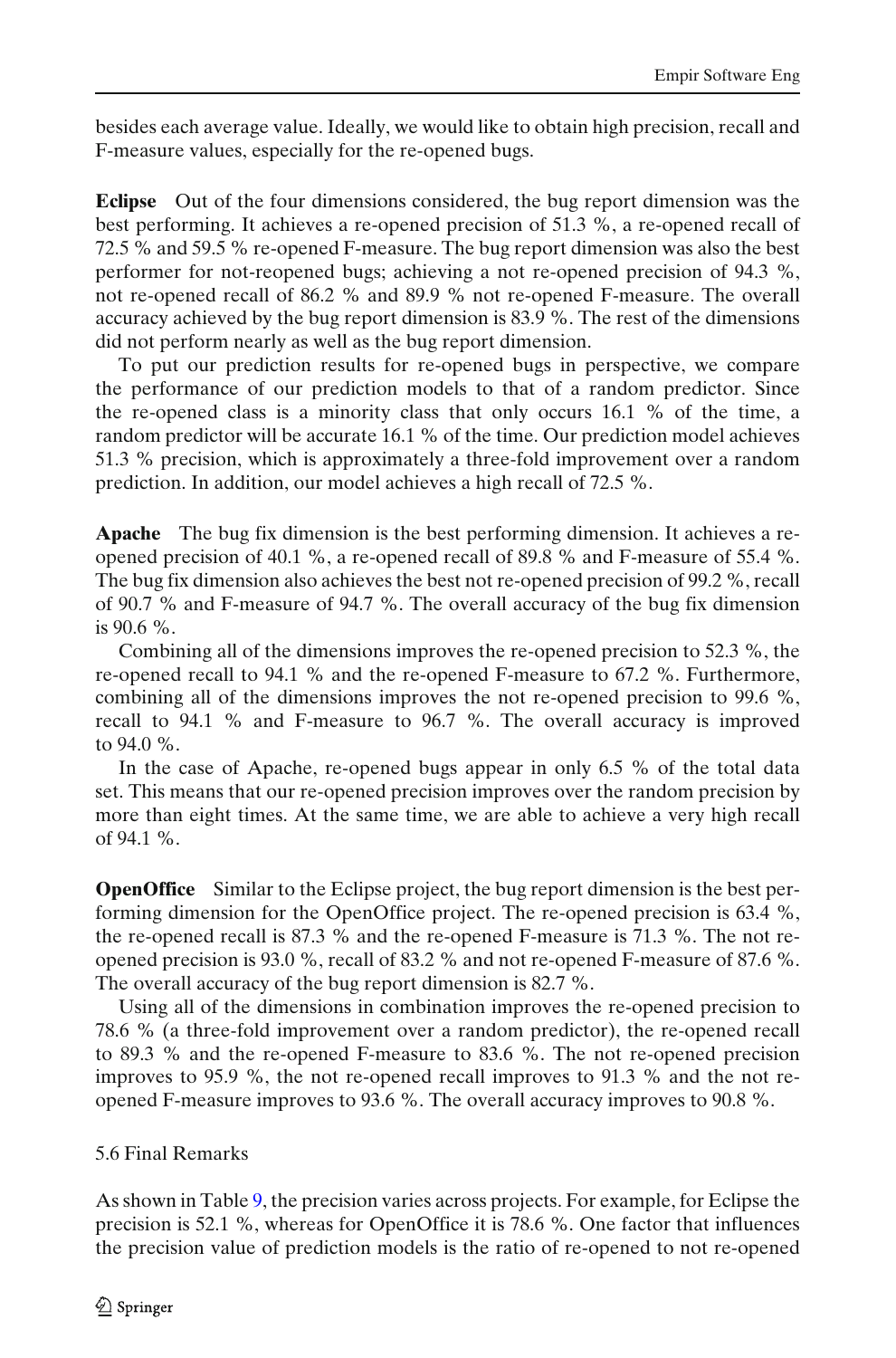besides each average value. Ideally, we would like to obtain high precision, recall and F-measure values, especially for the re-opened bugs.

**Eclipse** Out of the four dimensions considered, the bug report dimension was the best performing. It achieves a re-opened precision of 51.3 %, a re-opened recall of 72.5 % and 59.5 % re-opened F-measure. The bug report dimension was also the best performer for not-reopened bugs; achieving a not re-opened precision of 94.3 %, not re-opened recall of 86.2 % and 89.9 % not re-opened F-measure. The overall accuracy achieved by the bug report dimension is 83.9 %. The rest of the dimensions did not perform nearly as well as the bug report dimension.

To put our prediction results for re-opened bugs in perspective, we compare the performance of our prediction models to that of a random predictor. Since the re-opened class is a minority class that only occurs 16.1 % of the time, a random predictor will be accurate 16.1 % of the time. Our prediction model achieves 51.3 % precision, which is approximately a three-fold improvement over a random prediction. In addition, our model achieves a high recall of 72.5 %.

**Apache** The bug fix dimension is the best performing dimension. It achieves a re-opened precision of 40.1 %, a re-opened recall of 89.8 % and F-measure of 55.4 %. The bug fix dimension also achieves the best not re-opened precision of 99.2 %, recall of 90.7 % and F-measure of 94.7 %. The overall accuracy of the bug fix dimension is 90.6 %.

Combining all of the dimensions improves the re-opened precision to 52.3 %, the re-opened recall to 94.1 % and the re-opened F-measure to 67.2 %. Furthermore, combining all of the dimensions improves the not re-opened precision to 99.6 %, recall to 94.1 % and F-measure to 96.7 %. The overall accuracy is improved to 94.0 %.

In the case of Apache, re-opened bugs appear in only 6.5 % of the total data set. This means that our re-opened precision improves over the random precision by more than eight times. At the same time, we are able to achieve a very high recall of 94.1 %.

**OpenOffice** Similar to the Eclipse project, the bug report dimension is the best performing dimension for the OpenOffice project. The re-opened precision is 63.4 %, the re-opened recall is 87.3 % and the re-opened F-measure is 71.3 %. The not re-opened precision is 93.0 %, recall of 83.2 % and not re-opened F-measure of 87.6 %. The overall accuracy of the bug report dimension is 82.7 %.

Using all of the dimensions in combination improves the re-opened precision to 78.6 % (a three-fold improvement over a random predictor), the re-opened recall to 89.3 % and the re-opened F-measure to 83.6 %. The not re-opened precision improves to 95.9 %, the not re-opened recall improves to 91.3 % and the not re-opened F-measure improves to 93.6 %. The overall accuracy improves to 90.8 %.

### 5.6 Final Remarks

As shown in Table 9, the precision varies across projects. For example, for Eclipse the precision is 52.1 %, whereas for OpenOffice it is 78.6 %. One factor that influences the precision value of prediction models is the ratio of re-opened to not re-opened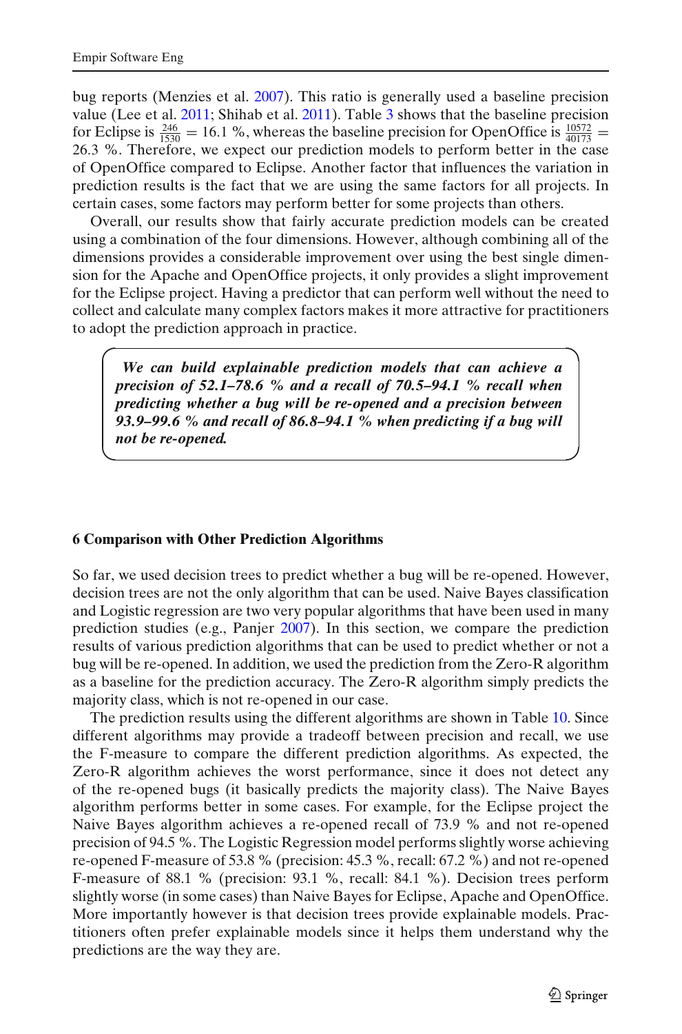bug reports (Menzies et al. 2007). This ratio is generally used a baseline precision value (Lee et al. 2011; Shihab et al. 2011). Table 3 shows that the baseline precision for Eclipse is $\frac{246}{1530} = 16.1$ %, whereas the baseline precision for OpenOffice is $\frac{10572}{40173} = 26.3$ %. Therefore, we expect our prediction models to perform better in the case of OpenOffice compared to Eclipse. Another factor that influences the variation in prediction results is the fact that we are using the same factors for all projects. In certain cases, some factors may perform better for some projects than others.

Overall, our results show that fairly accurate prediction models can be created using a combination of the four dimensions. However, although combining all of the dimensions provides a considerable improvement over using the best single dimension for the Apache and OpenOffice projects, it only provides a slight improvement for the Eclipse project. Having a predictor that can perform well without the need to collect and calculate many complex factors makes it more attractive for practitioners to adopt the prediction approach in practice.

> ***We can build explainable prediction models that can achieve a precision of 52.1–78.6 % and a recall of 70.5–94.1 % recall when predicting whether a bug will be re-opened and a precision between 93.9–99.6 % and recall of 86.8–94.1 % when predicting if a bug will not be re-opened.***

## 6 Comparison with Other Prediction Algorithms

So far, we used decision trees to predict whether a bug will be re-opened. However, decision trees are not the only algorithm that can be used. Naive Bayes classification and Logistic regression are two very popular algorithms that have been used in many prediction studies (e.g., Panjer 2007). In this section, we compare the prediction results of various prediction algorithms that can be used to predict whether or not a bug will be re-opened. In addition, we used the prediction from the Zero-R algorithm as a baseline for the prediction accuracy. The Zero-R algorithm simply predicts the majority class, which is not re-opened in our case.

The prediction results using the different algorithms are shown in Table 10. Since different algorithms may provide a tradeoff between precision and recall, we use the F-measure to compare the different prediction algorithms. As expected, the Zero-R algorithm achieves the worst performance, since it does not detect any of the re-opened bugs (it basically predicts the majority class). The Naive Bayes algorithm performs better in some cases. For example, for the Eclipse project the Naive Bayes algorithm achieves a re-opened recall of 73.9 % and not re-opened precision of 94.5 %. The Logistic Regression model performs slightly worse achieving re-opened F-measure of 53.8 % (precision: 45.3 %, recall: 67.2 %) and not re-opened F-measure of 88.1 % (precision: 93.1 %, recall: 84.1 %). Decision trees perform slightly worse (in some cases) than Naive Bayes for Eclipse, Apache and OpenOffice. More importantly however is that decision trees provide explainable models. Practitioners often prefer explainable models since it helps them understand why the predictions are the way they are.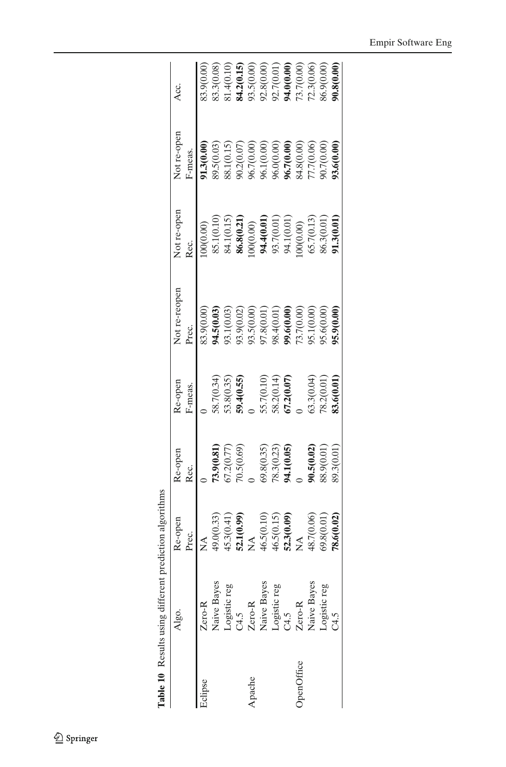**Table 10** Results using different prediction algorithms

| | Algo. | Re-open Prec. | Re-open Rec. | Re-open F-meas. | Not re-reopen Prec. | Not re-open Rec. | Not re-open F-meas. | Acc. |
|---|---|---|---|---|---|---|---|---|
| Eclipse | Zero-R | NA | 0 | 0 | 83.9(0.00) | 100(0.00) | **91.3(0.00)** | 83.9(0.00) |
| | Naive Bayes | 49.0(0.33) | **73.9(0.81)** | 58.7(0.34) | **94.5(0.03)** | 85.1(0.10) | 89.5(0.03) | 83.3(0.08) |
| | Logistic reg | 45.3(0.41) | 67.2(0.77) | 53.8(0.35) | 93.1(0.03) | 84.1(0.15) | 88.1(0.15) | 81.4(0.10) |
| | C4.5 | **52.1(0.99)** | 70.5(0.69) | **59.4(0.55)** | 93.9(0.02) | **86.8(0.21)** | 90.2(0.07) | **84.2(0.15)** |
| Apache | Zero-R | NA | 0 | 0 | 93.5(0.00) | 100(0.00) | 96.7(0.00) | 93.5(0.00) |
| | Naive Bayes | 46.5(0.10) | 69.8(0.35) | 55.7(0.10) | 97.8(0.01) | **94.4(0.01)** | 96.1(0.00) | 92.8(0.00) |
| | Logistic reg | 46.5(0.15) | 78.3(0.23) | 58.2(0.14) | 98.4(0.01) | 93.7(0.01) | 96.0(0.00) | 92.7(0.01) |
| | C4.5 | **52.3(0.09)** | **94.1(0.05)** | **67.2(0.07)** | **99.6(0.00)** | 94.1(0.01) | **96.7(0.00)** | **94.0(0.00)** |
| OpenOffice | Zero-R | NA | 0 | 0 | 73.7(0.00) | 100(0.00) | 84.8(0.00) | 73.7(0.00) |
| | Naive Bayes | 48.7(0.06) | **90.5(0.02)** | 63.3(0.04) | 95.1(0.00) | 65.7(0.13) | 77.7(0.06) | 72.3(0.06) |
| | Logistic reg | 69.8(0.01) | 88.9(0.01) | 78.2(0.01) | 95.6(0.00) | 86.3(0.01) | 90.7(0.00) | 86.9(0.00) |
| | C4.5 | **78.6(0.02)** | 89.3(0.01) | **83.6(0.01)** | **95.9(0.00)** | **91.3(0.01)** | **93.6(0.00)** | **90.8(0.00)** |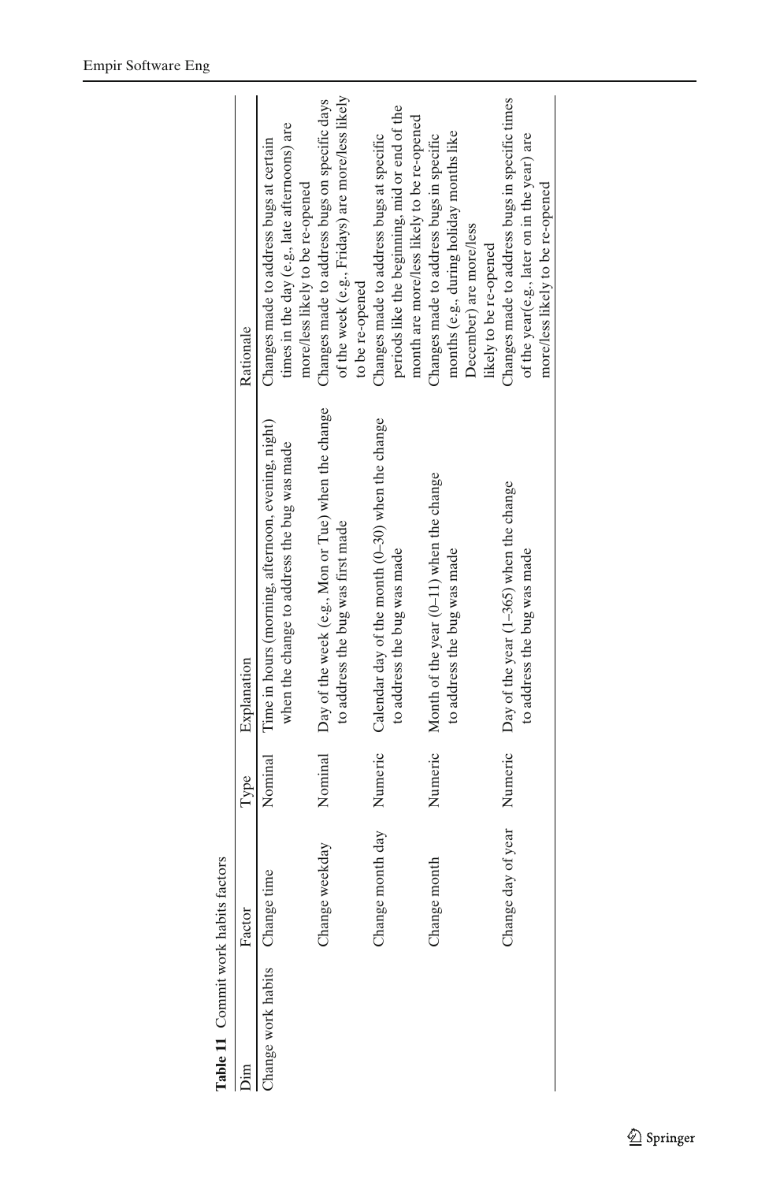**Table 11** Commit work habits factors

| Dim | Factor | Type | Explanation | Rationale |
|---|---|---|---|---|
| Change work habits | Change time | Nominal | Time in hours (morning, afternoon, evening, night) when the change to address the bug was made | Changes made to address bugs at certain times in the day (e.g., late afternoons) are more/less likely to be re-opened |
| | Change weekday | Nominal | Day of the week (e.g., Mon or Tue) when the change to address the bug was first made | Changes made to address bugs on specific days of the week (e.g., Fridays) are more/less likely to be re-opened |
| | Change month day | Numeric | Calendar day of the month (0–30) when the change to address the bug was made | Changes made to address bugs at specific periods like the beginning, mid or end of the month are more/less likely to be re-opened |
| | Change month | Numeric | Month of the year (0–11) when the change to address the bug was made | Changes made to address bugs in specific months (e.g., during holiday months like December) are more/less likely to be re-opened |
| | Change day of year | Numeric | Day of the year (1–365) when the change to address the bug was made | Changes made to address bugs in specific times of the year(e.g., later on in the year) are more/less likely to be re-opened |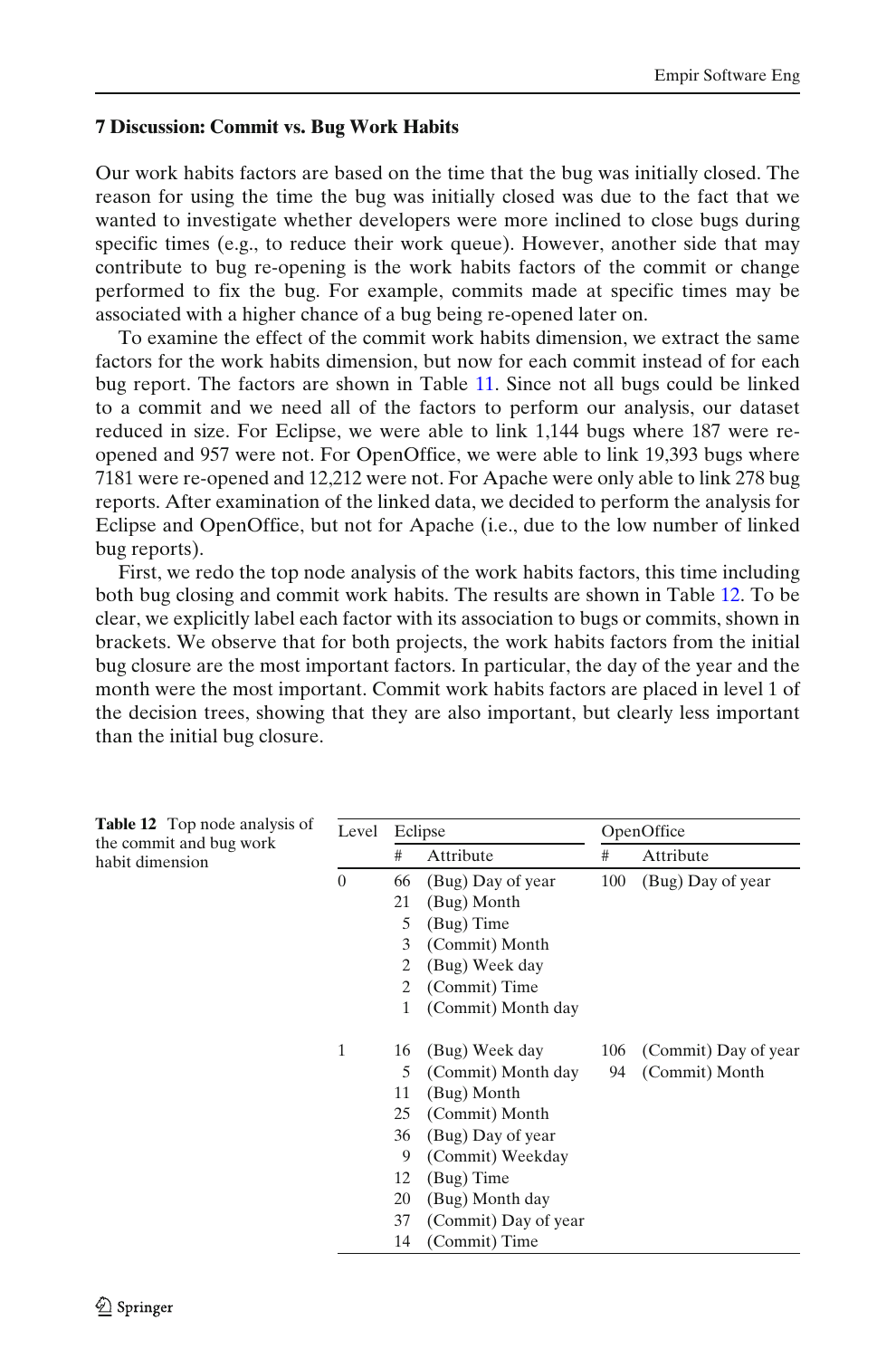## 7 Discussion: Commit vs. Bug Work Habits

Our work habits factors are based on the time that the bug was initially closed. The reason for using the time the bug was initially closed was due to the fact that we wanted to investigate whether developers were more inclined to close bugs during specific times (e.g., to reduce their work queue). However, another side that may contribute to bug re-opening is the work habits factors of the commit or change performed to fix the bug. For example, commits made at specific times may be associated with a higher chance of a bug being re-opened later on.

To examine the effect of the commit work habits dimension, we extract the same factors for the work habits dimension, but now for each commit instead of for each bug report. The factors are shown in Table 11. Since not all bugs could be linked to a commit and we need all of the factors to perform our analysis, our dataset reduced in size. For Eclipse, we were able to link 1,144 bugs where 187 were re-opened and 957 were not. For OpenOffice, we were able to link 19,393 bugs where 7181 were re-opened and 12,212 were not. For Apache were only able to link 278 bug reports. After examination of the linked data, we decided to perform the analysis for Eclipse and OpenOffice, but not for Apache (i.e., due to the low number of linked bug reports).

First, we redo the top node analysis of the work habits factors, this time including both bug closing and commit work habits. The results are shown in Table 12. To be clear, we explicitly label each factor with its association to bugs or commits, shown in brackets. We observe that for both projects, the work habits factors from the initial bug closure are the most important factors. In particular, the day of the year and the month were the most important. Commit work habits factors are placed in level 1 of the decision trees, showing that they are also important, but clearly less important than the initial bug closure.

**Table 12** Top node analysis of the commit and bug work habit dimension

| Level | Eclipse | | OpenOffice | |
|---|---|---|---|---|
| | # | Attribute | # | Attribute |
| 0 | 66 | (Bug) Day of year | 100 | (Bug) Day of year |
| | 21 | (Bug) Month | | |
| | 5 | (Bug) Time | | |
| | 3 | (Commit) Month | | |
| | 2 | (Bug) Week day | | |
| | 2 | (Commit) Time | | |
| | 1 | (Commit) Month day | | |
| 1 | 16 | (Bug) Week day | 106 | (Commit) Day of year |
| | 5 | (Commit) Month day | 94 | (Commit) Month |
| | 11 | (Bug) Month | | |
| | 25 | (Commit) Month | | |
| | 36 | (Bug) Day of year | | |
| | 9 | (Commit) Weekday | | |
| | 12 | (Bug) Time | | |
| | 20 | (Bug) Month day | | |
| | 37 | (Commit) Day of year | | |
| | 14 | (Commit) Time | | |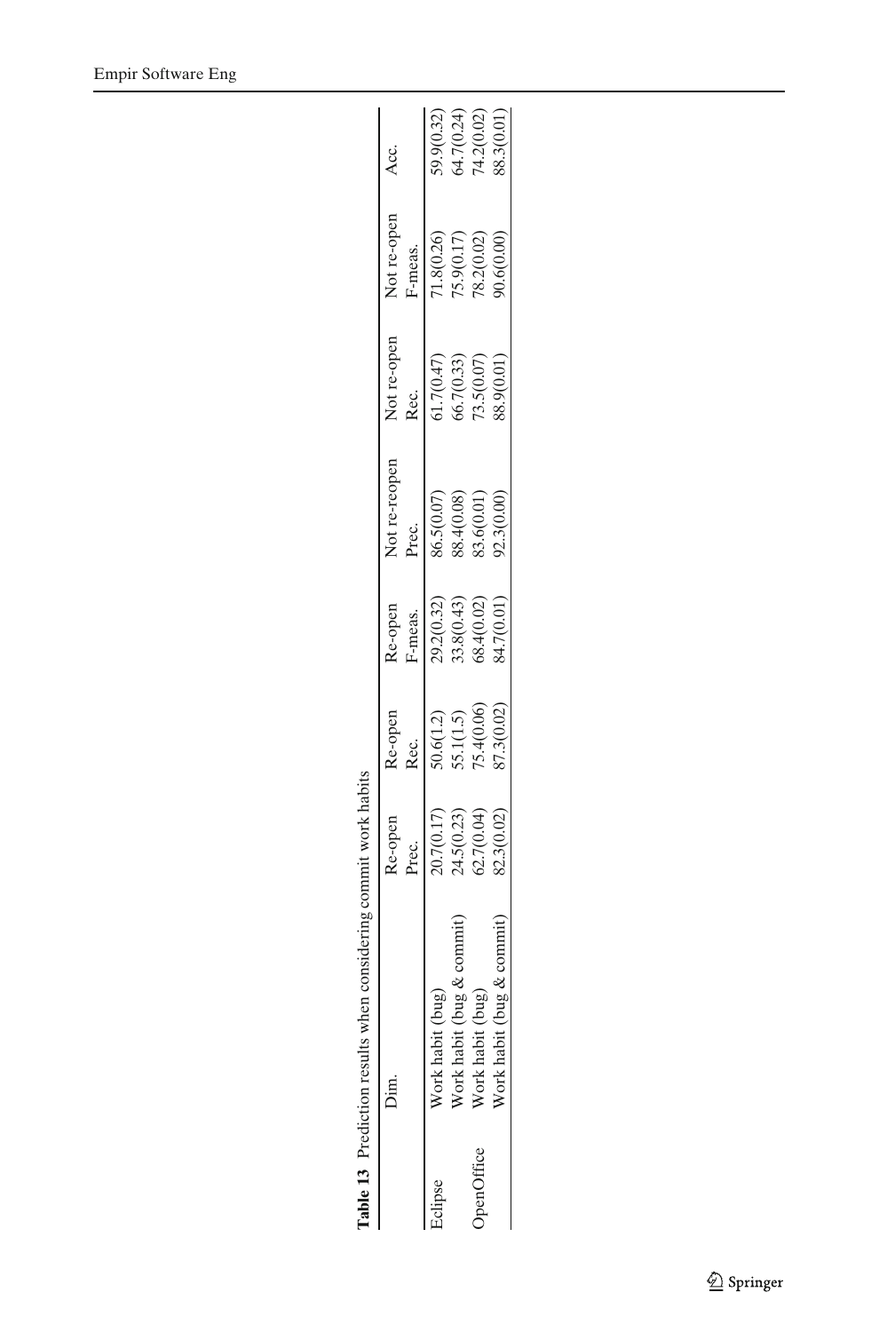**Table 13** Prediction results when considering commit work habits

| | Dim. | Re-open Prec. | Re-open Rec. | Re-open F-meas. | Not re-reopen Prec. | Not re-open Rec. | Not re-open F-meas. | Acc. |
|---|---|---|---|---|---|---|---|---|
| Eclipse | Work habit (bug) | 20.7(0.17) | 50.6(1.2) | 29.2(0.32) | 86.5(0.07) | 61.7(0.47) | 71.8(0.26) | 59.9(0.32) |
| | Work habit (bug & commit) | 24.5(0.23) | 55.1(1.5) | 33.8(0.43) | 88.4(0.08) | 66.7(0.33) | 75.9(0.17) | 64.7(0.24) |
| OpenOffice | Work habit (bug) | 62.7(0.04) | 75.4(0.06) | 68.4(0.02) | 83.6(0.01) | 73.5(0.07) | 78.2(0.02) | 74.2(0.02) |
| | Work habit (bug & commit) | 82.3(0.02) | 87.3(0.02) | 84.7(0.01) | 92.3(0.00) | 88.9(0.01) | 90.6(0.00) | 88.3(0.01) |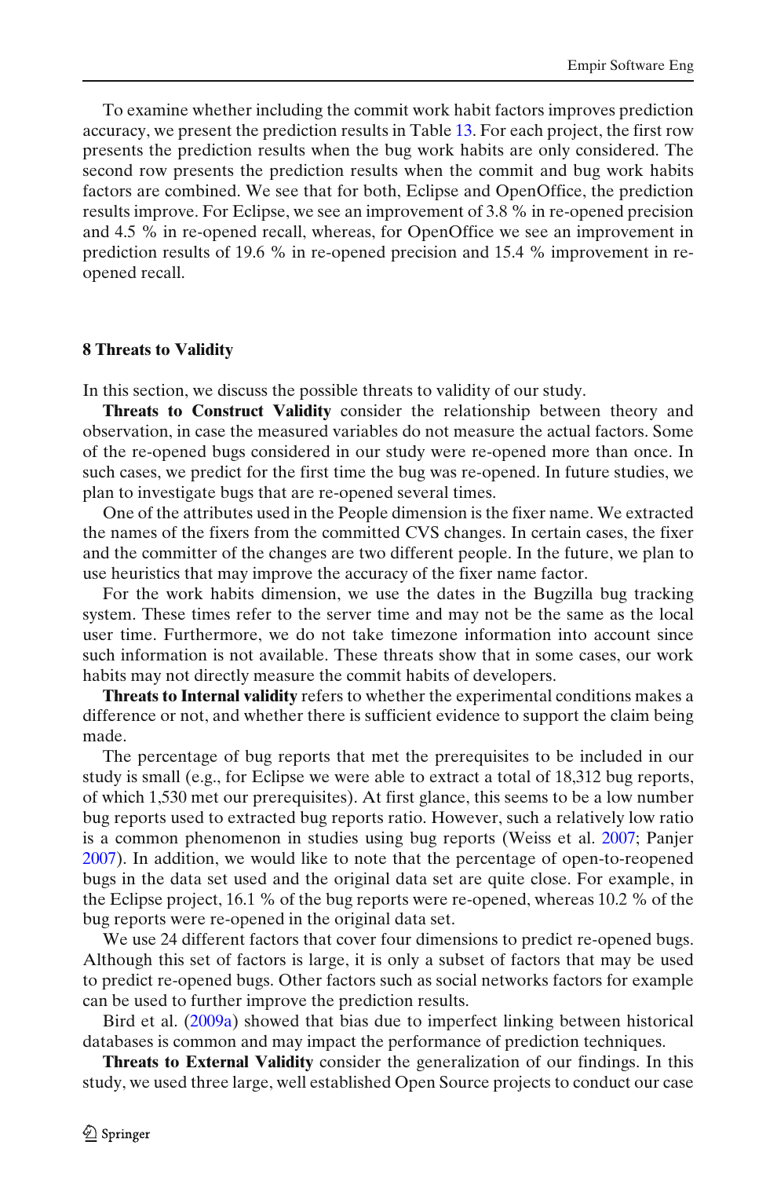To examine whether including the commit work habit factors improves prediction accuracy, we present the prediction results in Table 13. For each project, the first row presents the prediction results when the bug work habits are only considered. The second row presents the prediction results when the commit and bug work habits factors are combined. We see that for both, Eclipse and OpenOffice, the prediction results improve. For Eclipse, we see an improvement of 3.8 % in re-opened precision and 4.5 % in re-opened recall, whereas, for OpenOffice we see an improvement in prediction results of 19.6 % in re-opened precision and 15.4 % improvement in re-opened recall.

## 8 Threats to Validity

In this section, we discuss the possible threats to validity of our study.

**Threats to Construct Validity** consider the relationship between theory and observation, in case the measured variables do not measure the actual factors. Some of the re-opened bugs considered in our study were re-opened more than once. In such cases, we predict for the first time the bug was re-opened. In future studies, we plan to investigate bugs that are re-opened several times.

One of the attributes used in the People dimension is the fixer name. We extracted the names of the fixers from the committed CVS changes. In certain cases, the fixer and the committer of the changes are two different people. In the future, we plan to use heuristics that may improve the accuracy of the fixer name factor.

For the work habits dimension, we use the dates in the Bugzilla bug tracking system. These times refer to the server time and may not be the same as the local user time. Furthermore, we do not take timezone information into account since such information is not available. These threats show that in some cases, our work habits may not directly measure the commit habits of developers.

**Threats to Internal validity** refers to whether the experimental conditions makes a difference or not, and whether there is sufficient evidence to support the claim being made.

The percentage of bug reports that met the prerequisites to be included in our study is small (e.g., for Eclipse we were able to extract a total of 18,312 bug reports, of which 1,530 met our prerequisites). At first glance, this seems to be a low number bug reports used to extracted bug reports ratio. However, such a relatively low ratio is a common phenomenon in studies using bug reports (Weiss et al. 2007; Panjer 2007). In addition, we would like to note that the percentage of open-to-reopened bugs in the data set used and the original data set are quite close. For example, in the Eclipse project, 16.1 % of the bug reports were re-opened, whereas 10.2 % of the bug reports were re-opened in the original data set.

We use 24 different factors that cover four dimensions to predict re-opened bugs. Although this set of factors is large, it is only a subset of factors that may be used to predict re-opened bugs. Other factors such as social networks factors for example can be used to further improve the prediction results.

Bird et al. (2009a) showed that bias due to imperfect linking between historical databases is common and may impact the performance of prediction techniques.

**Threats to External Validity** consider the generalization of our findings. In this study, we used three large, well established Open Source projects to conduct our case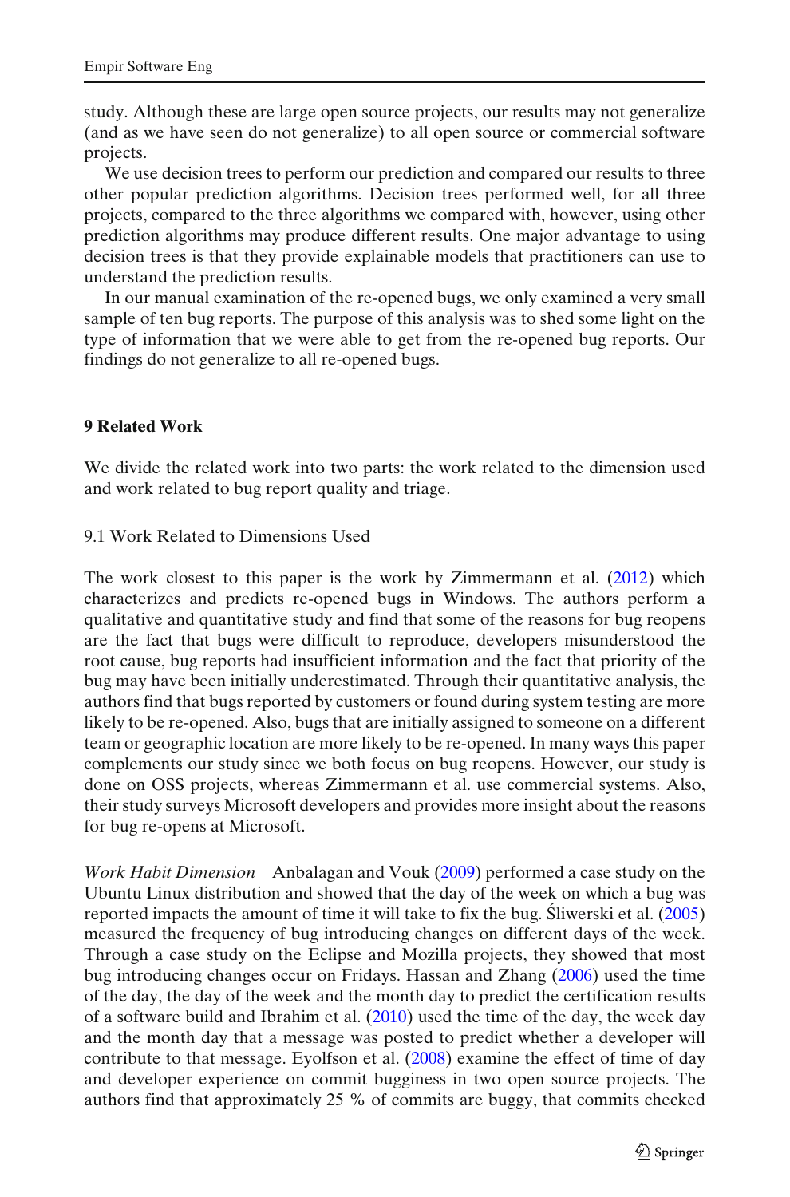study. Although these are large open source projects, our results may not generalize (and as we have seen do not generalize) to all open source or commercial software projects.

We use decision trees to perform our prediction and compared our results to three other popular prediction algorithms. Decision trees performed well, for all three projects, compared to the three algorithms we compared with, however, using other prediction algorithms may produce different results. One major advantage to using decision trees is that they provide explainable models that practitioners can use to understand the prediction results.

In our manual examination of the re-opened bugs, we only examined a very small sample of ten bug reports. The purpose of this analysis was to shed some light on the type of information that we were able to get from the re-opened bug reports. Our findings do not generalize to all re-opened bugs.

## 9 Related Work

We divide the related work into two parts: the work related to the dimension used and work related to bug report quality and triage.

### 9.1 Work Related to Dimensions Used

The work closest to this paper is the work by Zimmermann et al. (2012) which characterizes and predicts re-opened bugs in Windows. The authors perform a qualitative and quantitative study and find that some of the reasons for bug reopens are the fact that bugs were difficult to reproduce, developers misunderstood the root cause, bug reports had insufficient information and the fact that priority of the bug may have been initially underestimated. Through their quantitative analysis, the authors find that bugs reported by customers or found during system testing are more likely to be re-opened. Also, bugs that are initially assigned to someone on a different team or geographic location are more likely to be re-opened. In many ways this paper complements our study since we both focus on bug reopens. However, our study is done on OSS projects, whereas Zimmermann et al. use commercial systems. Also, their study surveys Microsoft developers and provides more insight about the reasons for bug re-opens at Microsoft.

*Work Habit Dimension* Anbalagan and Vouk (2009) performed a case study on the Ubuntu Linux distribution and showed that the day of the week on which a bug was reported impacts the amount of time it will take to fix the bug. Śliwerski et al. (2005) measured the frequency of bug introducing changes on different days of the week. Through a case study on the Eclipse and Mozilla projects, they showed that most bug introducing changes occur on Fridays. Hassan and Zhang (2006) used the time of the day, the day of the week and the month day to predict the certification results of a software build and Ibrahim et al. (2010) used the time of the day, the week day and the month day that a message was posted to predict whether a developer will contribute to that message. Eyolfson et al. (2008) examine the effect of time of day and developer experience on commit bugginess in two open source projects. The authors find that approximately 25 % of commits are buggy, that commits checked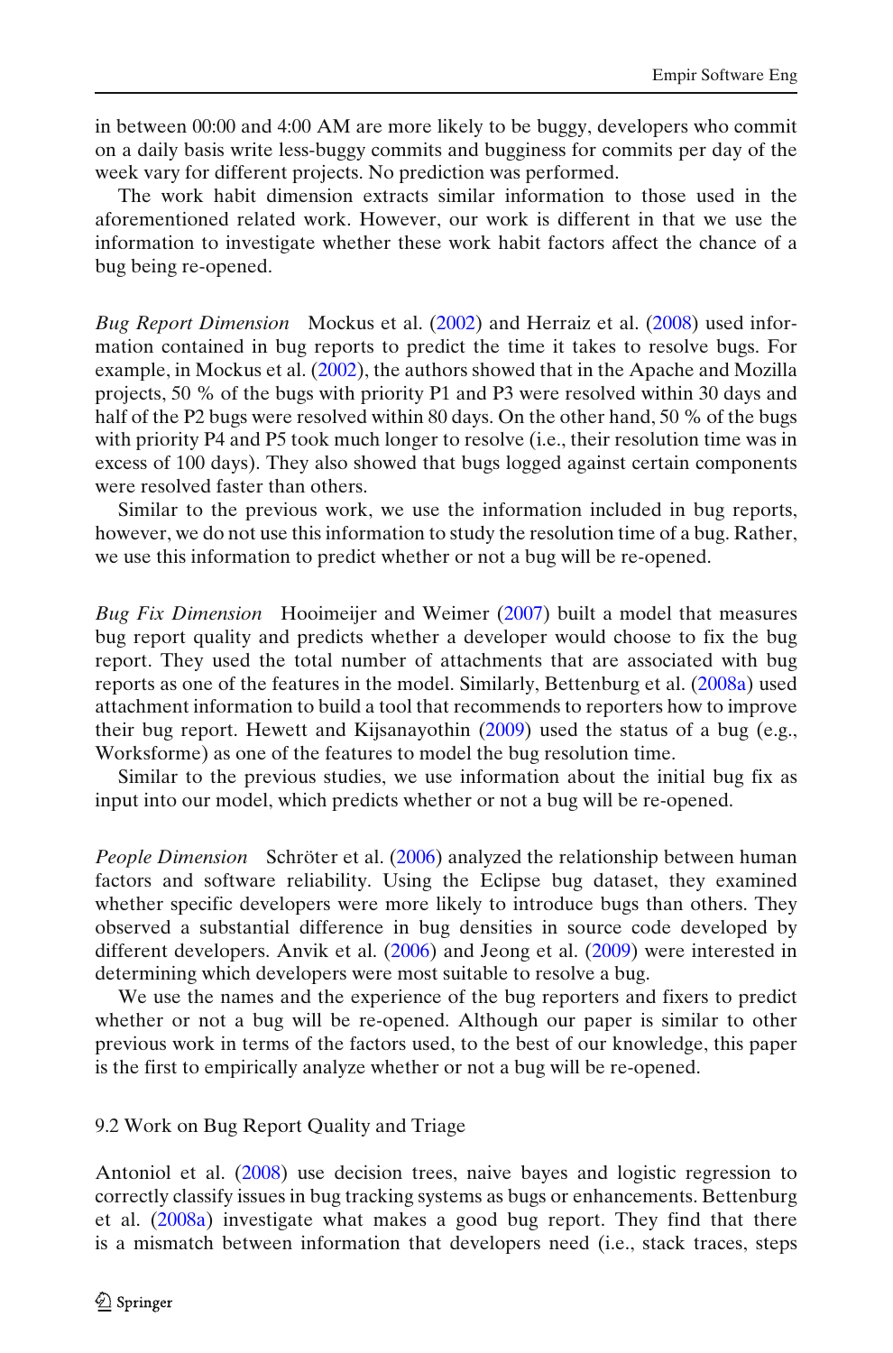in between 00:00 and 4:00 AM are more likely to be buggy, developers who commit on a daily basis write less-buggy commits and bugginess for commits per day of the week vary for different projects. No prediction was performed.

The work habit dimension extracts similar information to those used in the aforementioned related work. However, our work is different in that we use the information to investigate whether these work habit factors affect the chance of a bug being re-opened.

*Bug Report Dimension* Mockus et al. (2002) and Herraiz et al. (2008) used information contained in bug reports to predict the time it takes to resolve bugs. For example, in Mockus et al. (2002), the authors showed that in the Apache and Mozilla projects, 50 % of the bugs with priority P1 and P3 were resolved within 30 days and half of the P2 bugs were resolved within 80 days. On the other hand, 50 % of the bugs with priority P4 and P5 took much longer to resolve (i.e., their resolution time was in excess of 100 days). They also showed that bugs logged against certain components were resolved faster than others.

Similar to the previous work, we use the information included in bug reports, however, we do not use this information to study the resolution time of a bug. Rather, we use this information to predict whether or not a bug will be re-opened.

*Bug Fix Dimension* Hooimeijer and Weimer (2007) built a model that measures bug report quality and predicts whether a developer would choose to fix the bug report. They used the total number of attachments that are associated with bug reports as one of the features in the model. Similarly, Bettenburg et al. (2008a) used attachment information to build a tool that recommends to reporters how to improve their bug report. Hewett and Kijsanayothin (2009) used the status of a bug (e.g., Worksforme) as one of the features to model the bug resolution time.

Similar to the previous studies, we use information about the initial bug fix as input into our model, which predicts whether or not a bug will be re-opened.

*People Dimension* Schröter et al. (2006) analyzed the relationship between human factors and software reliability. Using the Eclipse bug dataset, they examined whether specific developers were more likely to introduce bugs than others. They observed a substantial difference in bug densities in source code developed by different developers. Anvik et al. (2006) and Jeong et al. (2009) were interested in determining which developers were most suitable to resolve a bug.

We use the names and the experience of the bug reporters and fixers to predict whether or not a bug will be re-opened. Although our paper is similar to other previous work in terms of the factors used, to the best of our knowledge, this paper is the first to empirically analyze whether or not a bug will be re-opened.

### 9.2 Work on Bug Report Quality and Triage

Antoniol et al. (2008) use decision trees, naive bayes and logistic regression to correctly classify issues in bug tracking systems as bugs or enhancements. Bettenburg et al. (2008a) investigate what makes a good bug report. They find that there is a mismatch between information that developers need (i.e., stack traces, steps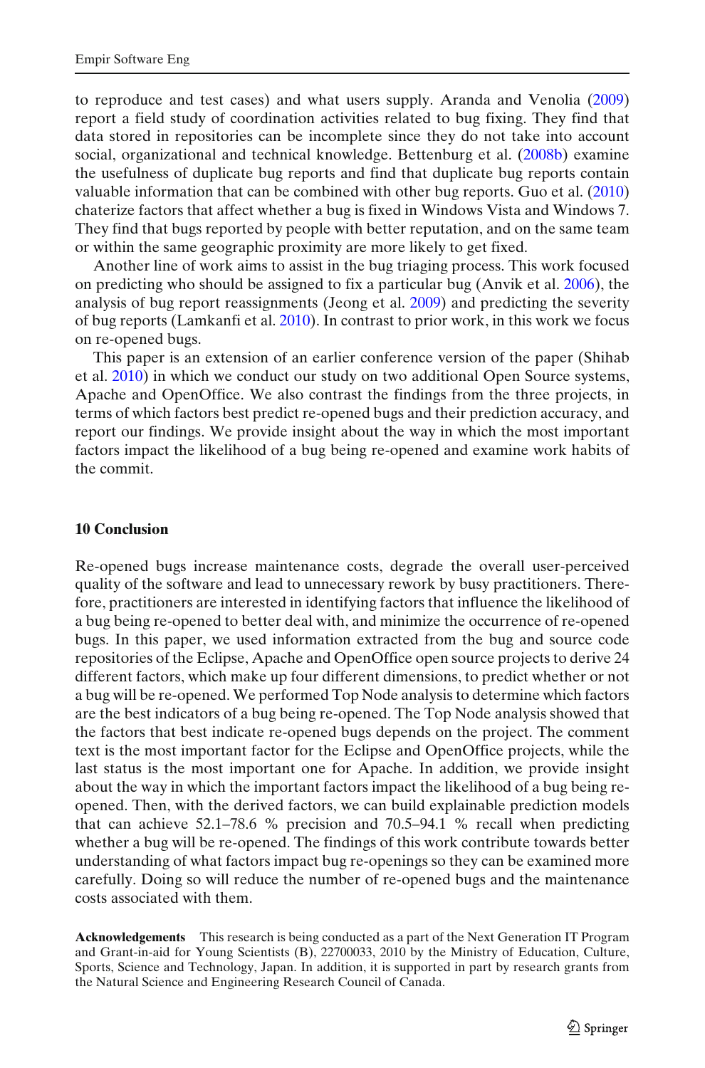to reproduce and test cases) and what users supply. Aranda and Venolia (2009) report a field study of coordination activities related to bug fixing. They find that data stored in repositories can be incomplete since they do not take into account social, organizational and technical knowledge. Bettenburg et al. (2008b) examine the usefulness of duplicate bug reports and find that duplicate bug reports contain valuable information that can be combined with other bug reports. Guo et al. (2010) chaterize factors that affect whether a bug is fixed in Windows Vista and Windows 7. They find that bugs reported by people with better reputation, and on the same team or within the same geographic proximity are more likely to get fixed.

Another line of work aims to assist in the bug triaging process. This work focused on predicting who should be assigned to fix a particular bug (Anvik et al. 2006), the analysis of bug report reassignments (Jeong et al. 2009) and predicting the severity of bug reports (Lamkanfi et al. 2010). In contrast to prior work, in this work we focus on re-opened bugs.

This paper is an extension of an earlier conference version of the paper (Shihab et al. 2010) in which we conduct our study on two additional Open Source systems, Apache and OpenOffice. We also contrast the findings from the three projects, in terms of which factors best predict re-opened bugs and their prediction accuracy, and report our findings. We provide insight about the way in which the most important factors impact the likelihood of a bug being re-opened and examine work habits of the commit.

## 10 Conclusion

Re-opened bugs increase maintenance costs, degrade the overall user-perceived quality of the software and lead to unnecessary rework by busy practitioners. Therefore, practitioners are interested in identifying factors that influence the likelihood of a bug being re-opened to better deal with, and minimize the occurrence of re-opened bugs. In this paper, we used information extracted from the bug and source code repositories of the Eclipse, Apache and OpenOffice open source projects to derive 24 different factors, which make up four different dimensions, to predict whether or not a bug will be re-opened. We performed Top Node analysis to determine which factors are the best indicators of a bug being re-opened. The Top Node analysis showed that the factors that best indicate re-opened bugs depends on the project. The comment text is the most important factor for the Eclipse and OpenOffice projects, while the last status is the most important one for Apache. In addition, we provide insight about the way in which the important factors impact the likelihood of a bug being re-opened. Then, with the derived factors, we can build explainable prediction models that can achieve 52.1–78.6 % precision and 70.5–94.1 % recall when predicting whether a bug will be re-opened. The findings of this work contribute towards better understanding of what factors impact bug re-openings so they can be examined more carefully. Doing so will reduce the number of re-opened bugs and the maintenance costs associated with them.

**Acknowledgements** This research is being conducted as a part of the Next Generation IT Program and Grant-in-aid for Young Scientists (B), 22700033, 2010 by the Ministry of Education, Culture, Sports, Science and Technology, Japan. In addition, it is supported in part by research grants from the Natural Science and Engineering Research Council of Canada.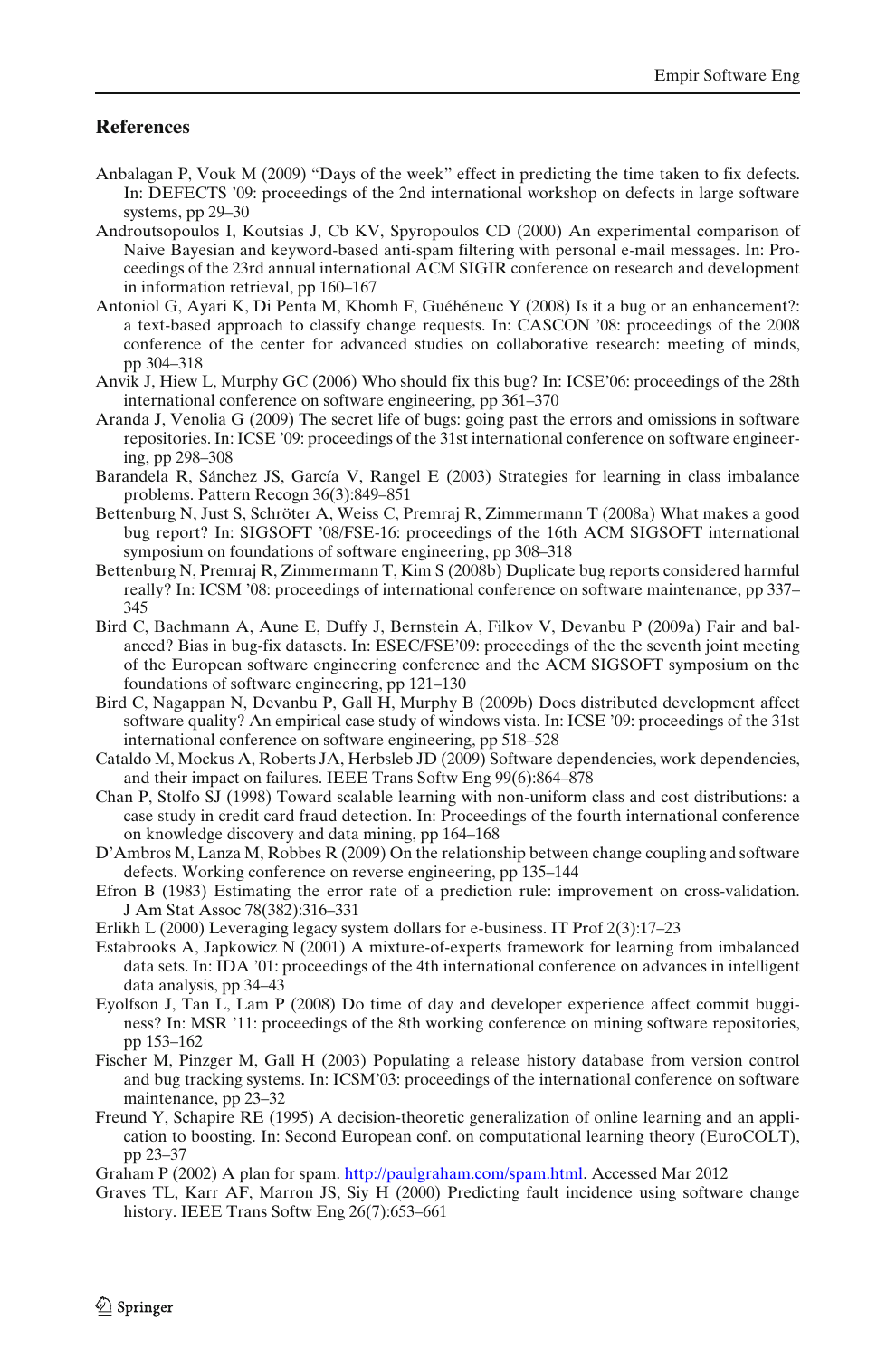## References

Anbalagan P, Vouk M (2009) "Days of the week" effect in predicting the time taken to fix defects. In: DEFECTS '09: proceedings of the 2nd international workshop on defects in large software systems, pp 29–30

Androutsopoulos I, Koutsias J, Cb KV, Spyropoulos CD (2000) An experimental comparison of Naive Bayesian and keyword-based anti-spam filtering with personal e-mail messages. In: Proceedings of the 23rd annual international ACM SIGIR conference on research and development in information retrieval, pp 160–167

Antoniol G, Ayari K, Di Penta M, Khomh F, Guéhéneuc Y (2008) Is it a bug or an enhancement?: a text-based approach to classify change requests. In: CASCON '08: proceedings of the 2008 conference of the center for advanced studies on collaborative research: meeting of minds, pp 304–318

Anvik J, Hiew L, Murphy GC (2006) Who should fix this bug? In: ICSE'06: proceedings of the 28th international conference on software engineering, pp 361–370

Aranda J, Venolia G (2009) The secret life of bugs: going past the errors and omissions in software repositories. In: ICSE '09: proceedings of the 31st international conference on software engineering, pp 298–308

Barandela R, Sánchez JS, García V, Rangel E (2003) Strategies for learning in class imbalance problems. Pattern Recogn 36(3):849–851

Bettenburg N, Just S, Schröter A, Weiss C, Premraj R, Zimmermann T (2008a) What makes a good bug report? In: SIGSOFT '08/FSE-16: proceedings of the 16th ACM SIGSOFT international symposium on foundations of software engineering, pp 308–318

Bettenburg N, Premraj R, Zimmermann T, Kim S (2008b) Duplicate bug reports considered harmful really? In: ICSM '08: proceedings of international conference on software maintenance, pp 337–345

Bird C, Bachmann A, Aune E, Duffy J, Bernstein A, Filkov V, Devanbu P (2009a) Fair and balanced? Bias in bug-fix datasets. In: ESEC/FSE'09: proceedings of the the seventh joint meeting of the European software engineering conference and the ACM SIGSOFT symposium on the foundations of software engineering, pp 121–130

Bird C, Nagappan N, Devanbu P, Gall H, Murphy B (2009b) Does distributed development affect software quality? An empirical case study of windows vista. In: ICSE '09: proceedings of the 31st international conference on software engineering, pp 518–528

Cataldo M, Mockus A, Roberts JA, Herbsleb JD (2009) Software dependencies, work dependencies, and their impact on failures. IEEE Trans Softw Eng 99(6):864–878

Chan P, Stolfo SJ (1998) Toward scalable learning with non-uniform class and cost distributions: a case study in credit card fraud detection. In: Proceedings of the fourth international conference on knowledge discovery and data mining, pp 164–168

D'Ambros M, Lanza M, Robbes R (2009) On the relationship between change coupling and software defects. Working conference on reverse engineering, pp 135–144

Efron B (1983) Estimating the error rate of a prediction rule: improvement on cross-validation. J Am Stat Assoc 78(382):316–331

Erlikh L (2000) Leveraging legacy system dollars for e-business. IT Prof 2(3):17–23

Estabrooks A, Japkowicz N (2001) A mixture-of-experts framework for learning from imbalanced data sets. In: IDA '01: proceedings of the 4th international conference on advances in intelligent data analysis, pp 34–43

Eyolfson J, Tan L, Lam P (2008) Do time of day and developer experience affect commit bugginess? In: MSR '11: proceedings of the 8th working conference on mining software repositories, pp 153–162

Fischer M, Pinzger M, Gall H (2003) Populating a release history database from version control and bug tracking systems. In: ICSM'03: proceedings of the international conference on software maintenance, pp 23–32

Freund Y, Schapire RE (1995) A decision-theoretic generalization of online learning and an application to boosting. In: Second European conf. on computational learning theory (EuroCOLT), pp 23–37

Graham P (2002) A plan for spam. http://paulgraham.com/spam.html. Accessed Mar 2012

Graves TL, Karr AF, Marron JS, Siy H (2000) Predicting fault incidence using software change history. IEEE Trans Softw Eng 26(7):653–661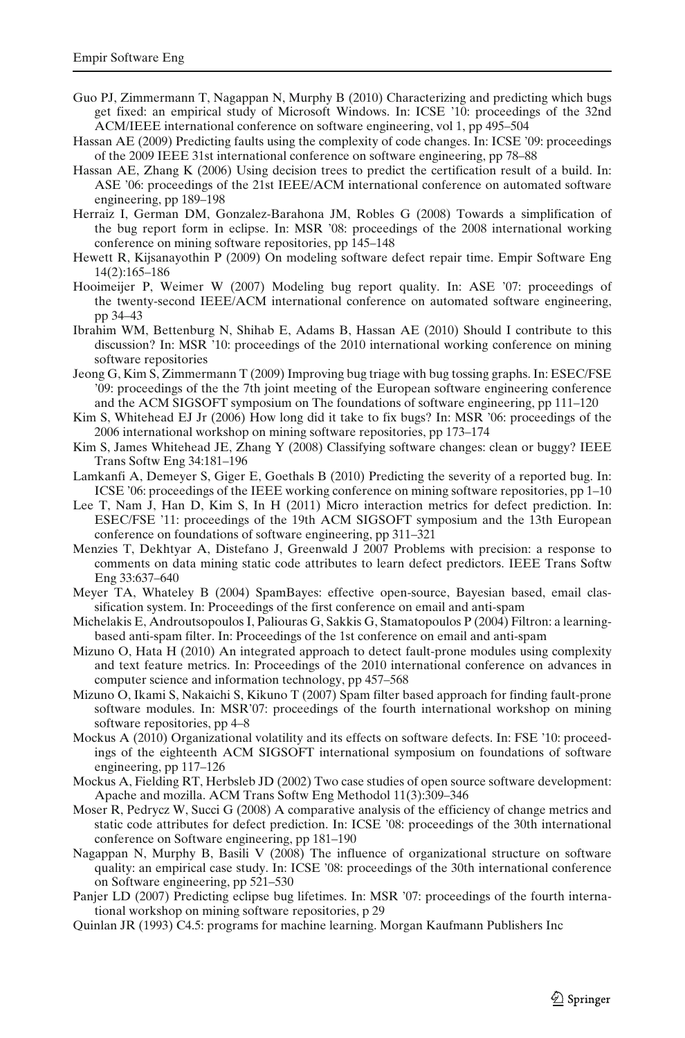Guo PJ, Zimmermann T, Nagappan N, Murphy B (2010) Characterizing and predicting which bugs get fixed: an empirical study of Microsoft Windows. In: ICSE '10: proceedings of the 32nd ACM/IEEE international conference on software engineering, vol 1, pp 495–504

Hassan AE (2009) Predicting faults using the complexity of code changes. In: ICSE '09: proceedings of the 2009 IEEE 31st international conference on software engineering, pp 78–88

Hassan AE, Zhang K (2006) Using decision trees to predict the certification result of a build. In: ASE '06: proceedings of the 21st IEEE/ACM international conference on automated software engineering, pp 189–198

Herraiz I, German DM, Gonzalez-Barahona JM, Robles G (2008) Towards a simplification of the bug report form in eclipse. In: MSR '08: proceedings of the 2008 international working conference on mining software repositories, pp 145–148

Hewett R, Kijsanayothin P (2009) On modeling software defect repair time. Empir Software Eng 14(2):165–186

Hooimeijer P, Weimer W (2007) Modeling bug report quality. In: ASE '07: proceedings of the twenty-second IEEE/ACM international conference on automated software engineering, pp 34–43

Ibrahim WM, Bettenburg N, Shihab E, Adams B, Hassan AE (2010) Should I contribute to this discussion? In: MSR '10: proceedings of the 2010 international working conference on mining software repositories

Jeong G, Kim S, Zimmermann T (2009) Improving bug triage with bug tossing graphs. In: ESEC/FSE '09: proceedings of the the 7th joint meeting of the European software engineering conference and the ACM SIGSOFT symposium on The foundations of software engineering, pp 111–120

Kim S, Whitehead EJ Jr (2006) How long did it take to fix bugs? In: MSR '06: proceedings of the 2006 international workshop on mining software repositories, pp 173–174

Kim S, James Whitehead JE, Zhang Y (2008) Classifying software changes: clean or buggy? IEEE Trans Softw Eng 34:181–196

Lamkanfi A, Demeyer S, Giger E, Goethals B (2010) Predicting the severity of a reported bug. In: ICSE '06: proceedings of the IEEE working conference on mining software repositories, pp 1–10

Lee T, Nam J, Han D, Kim S, In H (2011) Micro interaction metrics for defect prediction. In: ESEC/FSE '11: proceedings of the 19th ACM SIGSOFT symposium and the 13th European conference on foundations of software engineering, pp 311–321

Menzies T, Dekhtyar A, Distefano J, Greenwald J 2007 Problems with precision: a response to comments on data mining static code attributes to learn defect predictors. IEEE Trans Softw Eng 33:637–640

Meyer TA, Whateley B (2004) SpamBayes: effective open-source, Bayesian based, email classification system. In: Proceedings of the first conference on email and anti-spam

Michelakis E, Androutsopoulos I, Paliouras G, Sakkis G, Stamatopoulos P (2004) Filtron: a learning-based anti-spam filter. In: Proceedings of the 1st conference on email and anti-spam

Mizuno O, Hata H (2010) An integrated approach to detect fault-prone modules using complexity and text feature metrics. In: Proceedings of the 2010 international conference on advances in computer science and information technology, pp 457–568

Mizuno O, Ikami S, Nakaichi S, Kikuno T (2007) Spam filter based approach for finding fault-prone software modules. In: MSR'07: proceedings of the fourth international workshop on mining software repositories, pp 4–8

Mockus A (2010) Organizational volatility and its effects on software defects. In: FSE '10: proceedings of the eighteenth ACM SIGSOFT international symposium on foundations of software engineering, pp 117–126

Mockus A, Fielding RT, Herbsleb JD (2002) Two case studies of open source software development: Apache and mozilla. ACM Trans Softw Eng Methodol 11(3):309–346

Moser R, Pedrycz W, Succi G (2008) A comparative analysis of the efficiency of change metrics and static code attributes for defect prediction. In: ICSE '08: proceedings of the 30th international conference on Software engineering, pp 181–190

Nagappan N, Murphy B, Basili V (2008) The influence of organizational structure on software quality: an empirical case study. In: ICSE '08: proceedings of the 30th international conference on Software engineering, pp 521–530

Panjer LD (2007) Predicting eclipse bug lifetimes. In: MSR '07: proceedings of the fourth international workshop on mining software repositories, p 29

Quinlan JR (1993) C4.5: programs for machine learning. Morgan Kaufmann Publishers Inc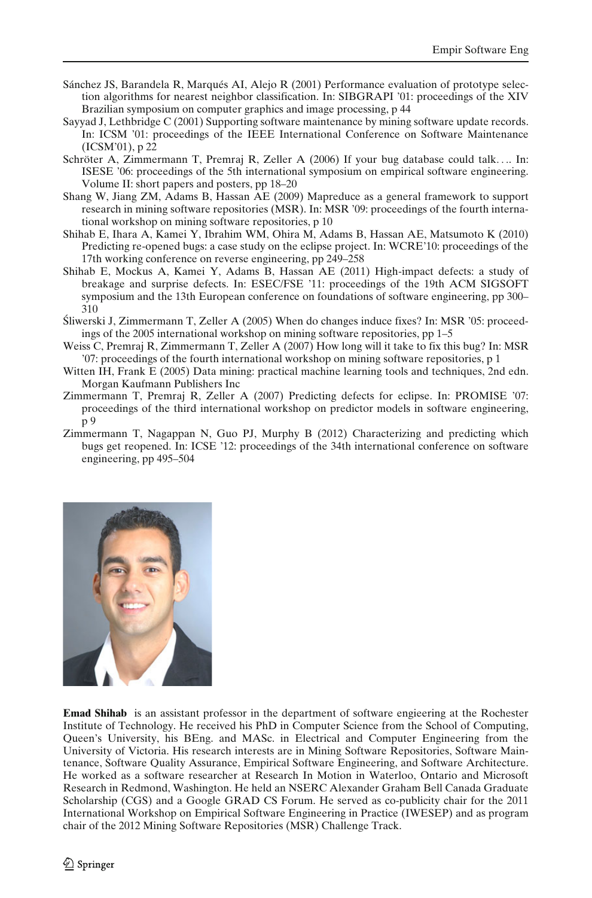- Sánchez JS, Barandela R, Marqués AI, Alejo R (2001) Performance evaluation of prototype selection algorithms for nearest neighbor classification. In: SIBGRAPI '01: proceedings of the XIV Brazilian symposium on computer graphics and image processing, p 44
- Sayyad J, Lethbridge C (2001) Supporting software maintenance by mining software update records. In: ICSM '01: proceedings of the IEEE International Conference on Software Maintenance (ICSM'01), p 22
- Schröter A, Zimmermann T, Premraj R, Zeller A (2006) If your bug database could talk.... In: ISESE '06: proceedings of the 5th international symposium on empirical software engineering. Volume II: short papers and posters, pp 18–20
- Shang W, Jiang ZM, Adams B, Hassan AE (2009) Mapreduce as a general framework to support research in mining software repositories (MSR). In: MSR '09: proceedings of the fourth international workshop on mining software repositories, p 10
- Shihab E, Ihara A, Kamei Y, Ibrahim WM, Ohira M, Adams B, Hassan AE, Matsumoto K (2010) Predicting re-opened bugs: a case study on the eclipse project. In: WCRE'10: proceedings of the 17th working conference on reverse engineering, pp 249–258
- Shihab E, Mockus A, Kamei Y, Adams B, Hassan AE (2011) High-impact defects: a study of breakage and surprise defects. In: ESEC/FSE '11: proceedings of the 19th ACM SIGSOFT symposium and the 13th European conference on foundations of software engineering, pp 300–310
- Śliwerski J, Zimmermann T, Zeller A (2005) When do changes induce fixes? In: MSR '05: proceedings of the 2005 international workshop on mining software repositories, pp 1–5
- Weiss C, Premraj R, Zimmermann T, Zeller A (2007) How long will it take to fix this bug? In: MSR '07: proceedings of the fourth international workshop on mining software repositories, p 1
- Witten IH, Frank E (2005) Data mining: practical machine learning tools and techniques, 2nd edn. Morgan Kaufmann Publishers Inc
- Zimmermann T, Premraj R, Zeller A (2007) Predicting defects for eclipse. In: PROMISE '07: proceedings of the third international workshop on predictor models in software engineering, p 9
- Zimmermann T, Nagappan N, Guo PJ, Murphy B (2012) Characterizing and predicting which bugs get reopened. In: ICSE '12: proceedings of the 34th international conference on software engineering, pp 495–504

**Emad Shihab** is an assistant professor in the department of software engieering at the Rochester Institute of Technology. He received his PhD in Computer Science from the School of Computing, Queen's University, his BEng. and MASc. in Electrical and Computer Engineering from the University of Victoria. His research interests are in Mining Software Repositories, Software Maintenance, Software Quality Assurance, Empirical Software Engineering, and Software Architecture. He worked as a software researcher at Research In Motion in Waterloo, Ontario and Microsoft Research in Redmond, Washington. He held an NSERC Alexander Graham Bell Canada Graduate Scholarship (CGS) and a Google GRAD CS Forum. He served as co-publicity chair for the 2011 International Workshop on Empirical Software Engineering in Practice (IWESEP) and as program chair of the 2012 Mining Software Repositories (MSR) Challenge Track.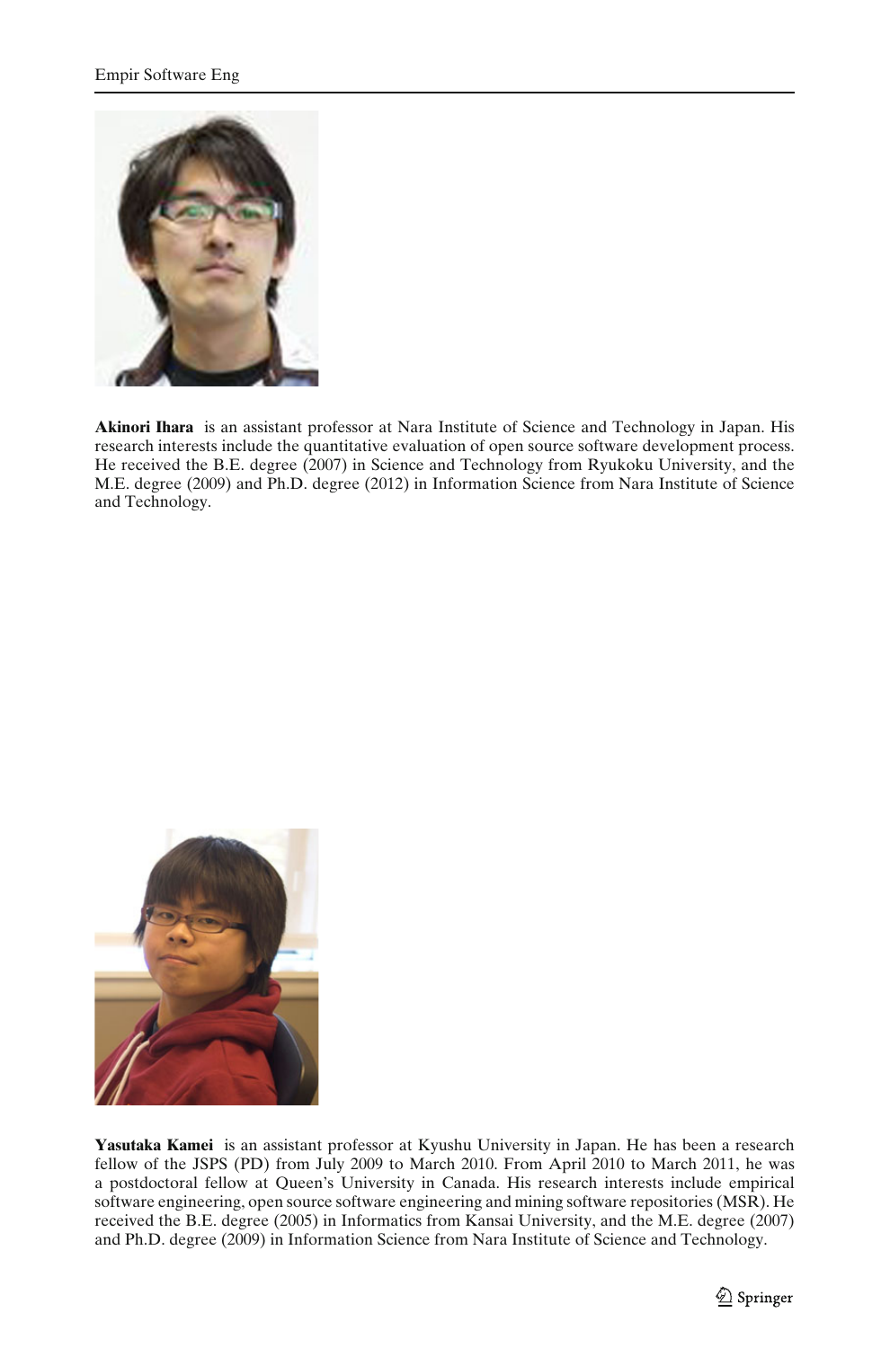**Akinori Ihara** is an assistant professor at Nara Institute of Science and Technology in Japan. His research interests include the quantitative evaluation of open source software development process. He received the B.E. degree (2007) in Science and Technology from Ryukoku University, and the M.E. degree (2009) and Ph.D. degree (2012) in Information Science from Nara Institute of Science and Technology.

**Yasutaka Kamei** is an assistant professor at Kyushu University in Japan. He has been a research fellow of the JSPS (PD) from July 2009 to March 2010. From April 2010 to March 2011, he was a postdoctoral fellow at Queen's University in Canada. His research interests include empirical software engineering, open source software engineering and mining software repositories (MSR). He received the B.E. degree (2005) in Informatics from Kansai University, and the M.E. degree (2007) and Ph.D. degree (2009) in Information Science from Nara Institute of Science and Technology.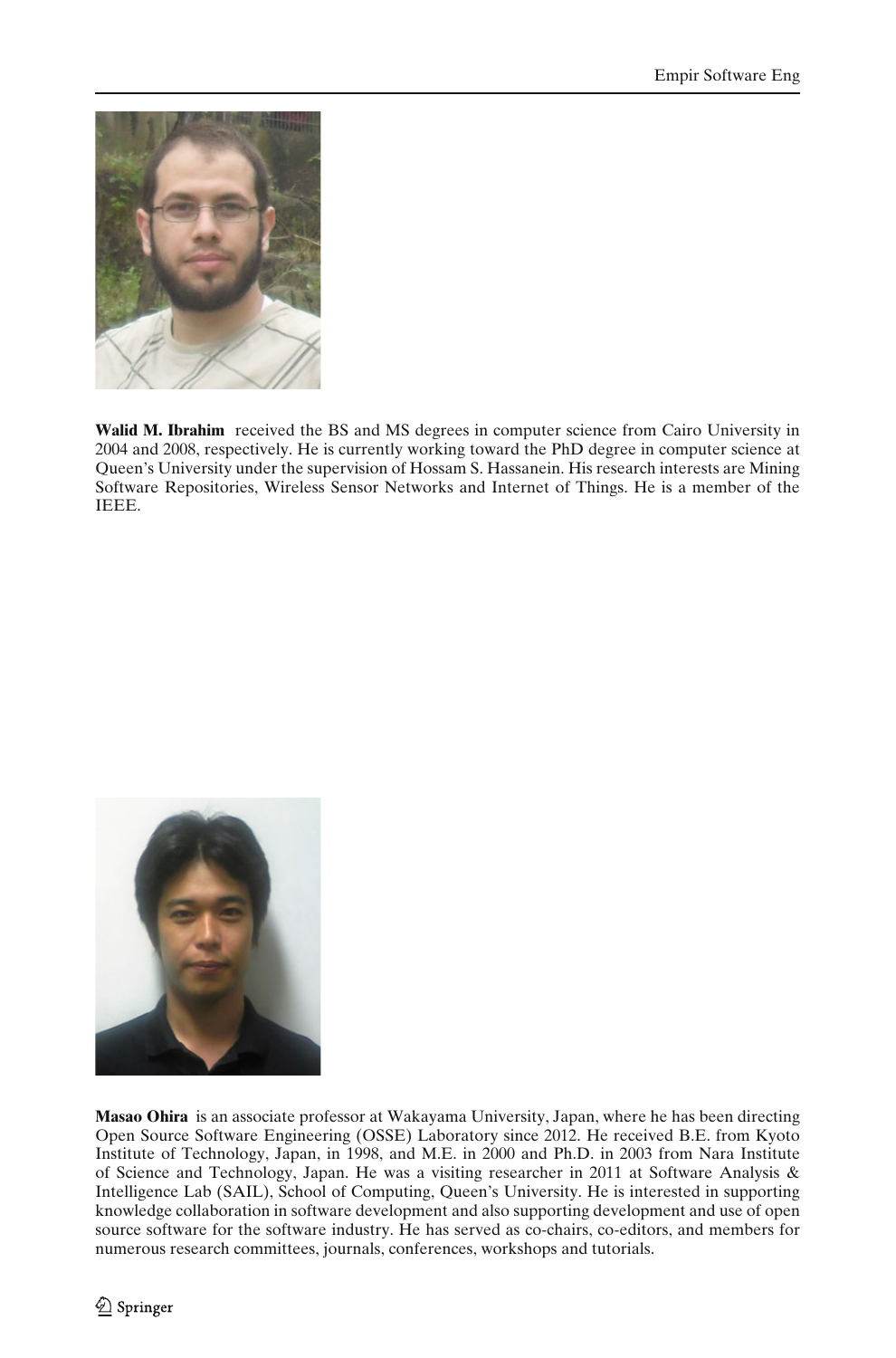**Walid M. Ibrahim** received the BS and MS degrees in computer science from Cairo University in 2004 and 2008, respectively. He is currently working toward the PhD degree in computer science at Queen's University under the supervision of Hossam S. Hassanein. His research interests are Mining Software Repositories, Wireless Sensor Networks and Internet of Things. He is a member of the IEEE.

**Masao Ohira** is an associate professor at Wakayama University, Japan, where he has been directing Open Source Software Engineering (OSSE) Laboratory since 2012. He received B.E. from Kyoto Institute of Technology, Japan, in 1998, and M.E. in 2000 and Ph.D. in 2003 from Nara Institute of Science and Technology, Japan. He was a visiting researcher in 2011 at Software Analysis & Intelligence Lab (SAIL), School of Computing, Queen's University. He is interested in supporting knowledge collaboration in software development and also supporting development and use of open source software for the software industry. He has served as co-chairs, co-editors, and members for numerous research committees, journals, conferences, workshops and tutorials.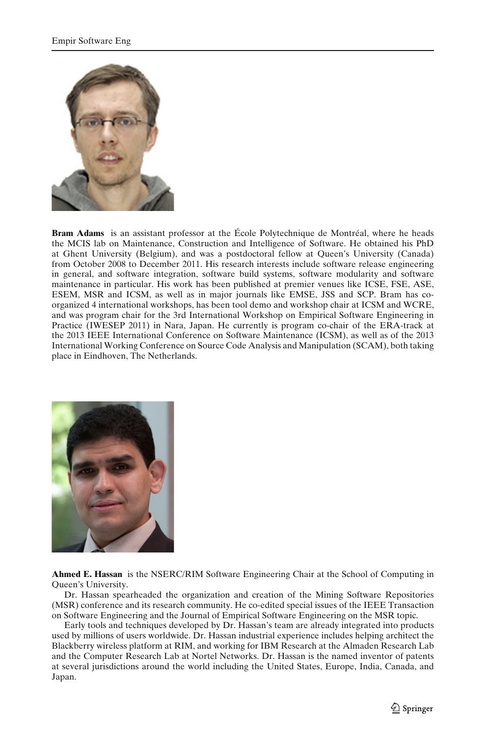**Bram Adams** is an assistant professor at the École Polytechnique de Montréal, where he heads the MCIS lab on Maintenance, Construction and Intelligence of Software. He obtained his PhD at Ghent University (Belgium), and was a postdoctoral fellow at Queen's University (Canada) from October 2008 to December 2011. His research interests include software release engineering in general, and software integration, software build systems, software modularity and software maintenance in particular. His work has been published at premier venues like ICSE, FSE, ASE, ESEM, MSR and ICSM, as well as in major journals like EMSE, JSS and SCP. Bram has co-organized 4 international workshops, has been tool demo and workshop chair at ICSM and WCRE, and was program chair for the 3rd International Workshop on Empirical Software Engineering in Practice (IWESEP 2011) in Nara, Japan. He currently is program co-chair of the ERA-track at the 2013 IEEE International Conference on Software Maintenance (ICSM), as well as of the 2013 International Working Conference on Source Code Analysis and Manipulation (SCAM), both taking place in Eindhoven, The Netherlands.

**Ahmed E. Hassan** is the NSERC/RIM Software Engineering Chair at the School of Computing in Queen's University.

Dr. Hassan spearheaded the organization and creation of the Mining Software Repositories (MSR) conference and its research community. He co-edited special issues of the IEEE Transaction on Software Engineering and the Journal of Empirical Software Engineering on the MSR topic.

Early tools and techniques developed by Dr. Hassan's team are already integrated into products used by millions of users worldwide. Dr. Hassan industrial experience includes helping architect the Blackberry wireless platform at RIM, and working for IBM Research at the Almaden Research Lab and the Computer Research Lab at Nortel Networks. Dr. Hassan is the named inventor of patents at several jurisdictions around the world including the United States, Europe, India, Canada, and Japan.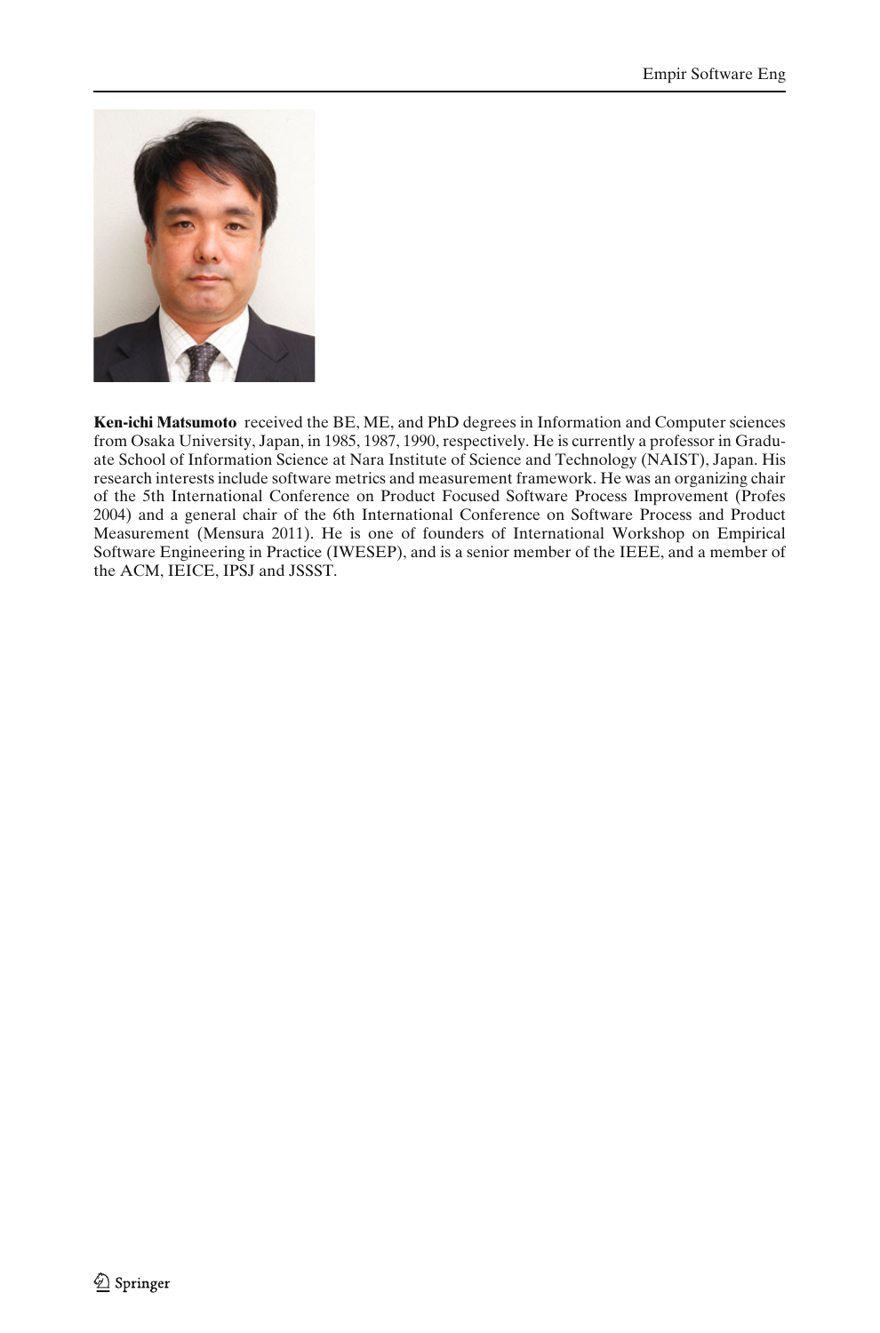**Ken-ichi Matsumoto** received the BE, ME, and PhD degrees in Information and Computer sciences from Osaka University, Japan, in 1985, 1987, 1990, respectively. He is currently a professor in Graduate School of Information Science at Nara Institute of Science and Technology (NAIST), Japan. His research interests include software metrics and measurement framework. He was an organizing chair of the 5th International Conference on Product Focused Software Process Improvement (Profes 2004) and a general chair of the 6th International Conference on Software Process and Product Measurement (Mensura 2011). He is one of founders of International Workshop on Empirical Software Engineering in Practice (IWESEP), and is a senior member of the IEEE, and a member of the ACM, IEICE, IPSJ and JSSST.